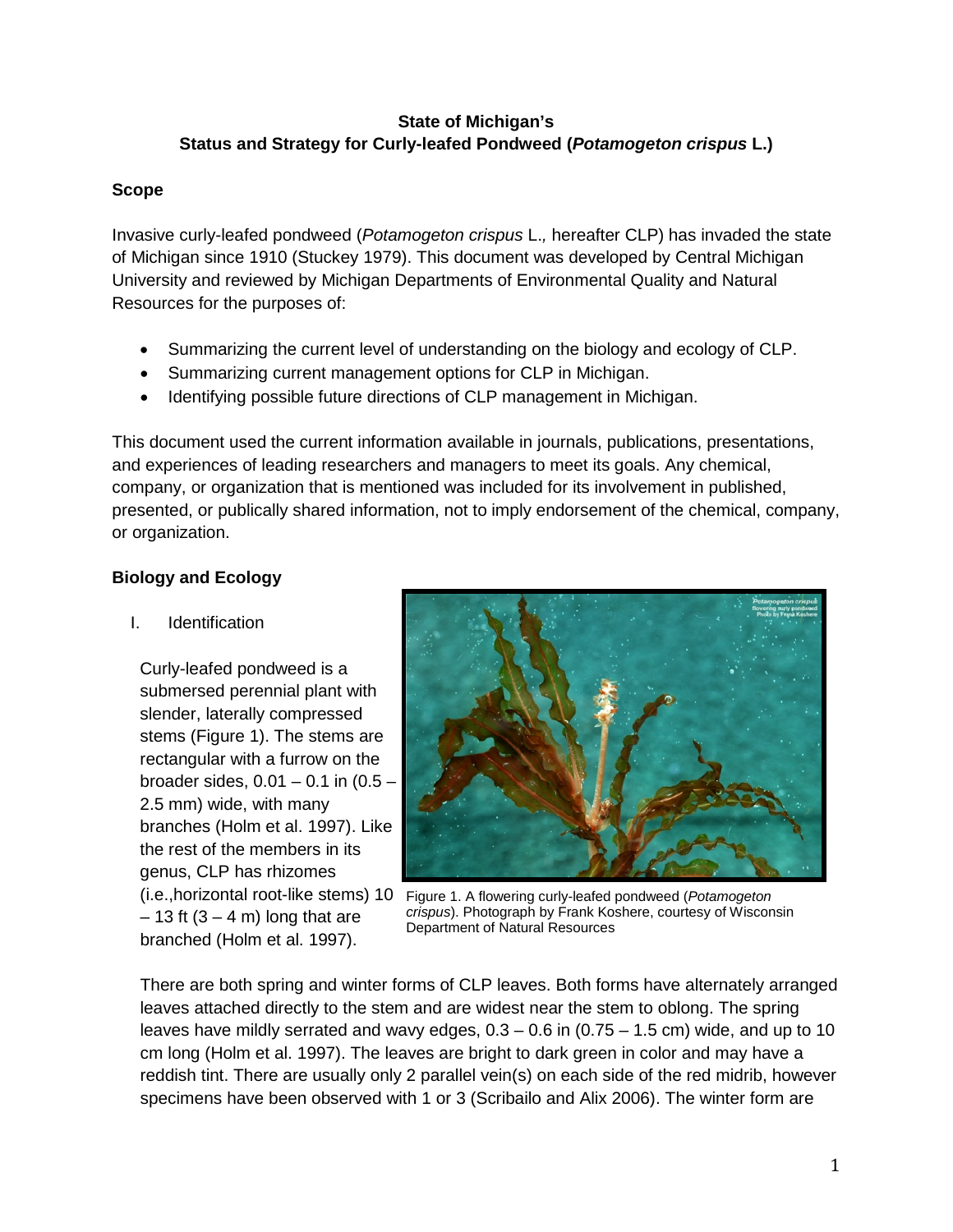**State of Michigan's**
**Status and Strategy for Curly-leafed Pondweed (*Potamogeton crispus* L.)**

## Scope

Invasive curly-leafed pondweed (*Potamogeton crispus* L.*,* hereafter CLP) has invaded the state of Michigan since 1910 (Stuckey 1979). This document was developed by Central Michigan University and reviewed by Michigan Departments of Environmental Quality and Natural Resources for the purposes of:

- Summarizing the current level of understanding on the biology and ecology of CLP.
- Summarizing current management options for CLP in Michigan.
- Identifying possible future directions of CLP management in Michigan.

This document used the current information available in journals, publications, presentations, and experiences of leading researchers and managers to meet its goals. Any chemical, company, or organization that is mentioned was included for its involvement in published, presented, or publically shared information, not to imply endorsement of the chemical, company, or organization.

## Biology and Ecology

I. Identification

Curly-leafed pondweed is a submersed perennial plant with slender, laterally compressed stems (Figure 1). The stems are rectangular with a furrow on the broader sides, 0.01 – 0.1 in (0.5 – 2.5 mm) wide, with many branches (Holm et al. 1997). Like the rest of the members in its genus, CLP has rhizomes (i.e.,horizontal root-like stems) 10 – 13 ft (3 – 4 m) long that are branched (Holm et al. 1997).

Figure 1. A flowering curly-leafed pondweed (*Potamogeton crispus*). Photograph by Frank Koshere, courtesy of Wisconsin Department of Natural Resources

There are both spring and winter forms of CLP leaves. Both forms have alternately arranged leaves attached directly to the stem and are widest near the stem to oblong. The spring leaves have mildly serrated and wavy edges, 0.3 – 0.6 in (0.75 – 1.5 cm) wide, and up to 10 cm long (Holm et al. 1997). The leaves are bright to dark green in color and may have a reddish tint. There are usually only 2 parallel vein(s) on each side of the red midrib, however specimens have been observed with 1 or 3 (Scribailo and Alix 2006). The winter form are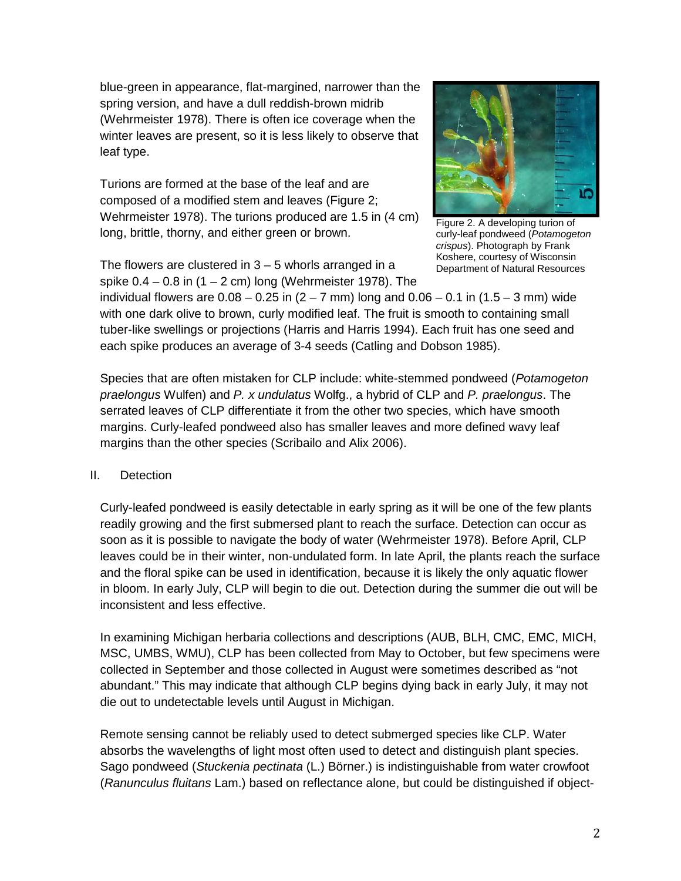blue-green in appearance, flat-margined, narrower than the spring version, and have a dull reddish-brown midrib (Wehrmeister 1978). There is often ice coverage when the winter leaves are present, so it is less likely to observe that leaf type.

Turions are formed at the base of the leaf and are composed of a modified stem and leaves (Figure 2; Wehrmeister 1978). The turions produced are 1.5 in (4 cm) long, brittle, thorny, and either green or brown.

Figure 2. A developing turion of curly-leaf pondweed (*Potamogeton crispus*). Photograph by Frank Koshere, courtesy of Wisconsin Department of Natural Resources

The flowers are clustered in 3 – 5 whorls arranged in a spike 0.4 – 0.8 in (1 – 2 cm) long (Wehrmeister 1978). The individual flowers are 0.08 – 0.25 in (2 – 7 mm) long and 0.06 – 0.1 in (1.5 – 3 mm) wide with one dark olive to brown, curly modified leaf. The fruit is smooth to containing small tuber-like swellings or projections (Harris and Harris 1994). Each fruit has one seed and each spike produces an average of 3-4 seeds (Catling and Dobson 1985).

Species that are often mistaken for CLP include: white-stemmed pondweed (*Potamogeton praelongus* Wulfen) and *P. x undulatus* Wolfg., a hybrid of CLP and *P. praelongus*. The serrated leaves of CLP differentiate it from the other two species, which have smooth margins. Curly-leafed pondweed also has smaller leaves and more defined wavy leaf margins than the other species (Scribailo and Alix 2006).

## II. Detection

Curly-leafed pondweed is easily detectable in early spring as it will be one of the few plants readily growing and the first submersed plant to reach the surface. Detection can occur as soon as it is possible to navigate the body of water (Wehrmeister 1978). Before April, CLP leaves could be in their winter, non-undulated form. In late April, the plants reach the surface and the floral spike can be used in identification, because it is likely the only aquatic flower in bloom. In early July, CLP will begin to die out. Detection during the summer die out will be inconsistent and less effective.

In examining Michigan herbaria collections and descriptions (AUB, BLH, CMC, EMC, MICH, MSC, UMBS, WMU), CLP has been collected from May to October, but few specimens were collected in September and those collected in August were sometimes described as "not abundant." This may indicate that although CLP begins dying back in early July, it may not die out to undetectable levels until August in Michigan.

Remote sensing cannot be reliably used to detect submerged species like CLP. Water absorbs the wavelengths of light most often used to detect and distinguish plant species. Sago pondweed (*Stuckenia pectinata* (L.) Börner.) is indistinguishable from water crowfoot (*Ranunculus fluitans* Lam.) based on reflectance alone, but could be distinguished if object-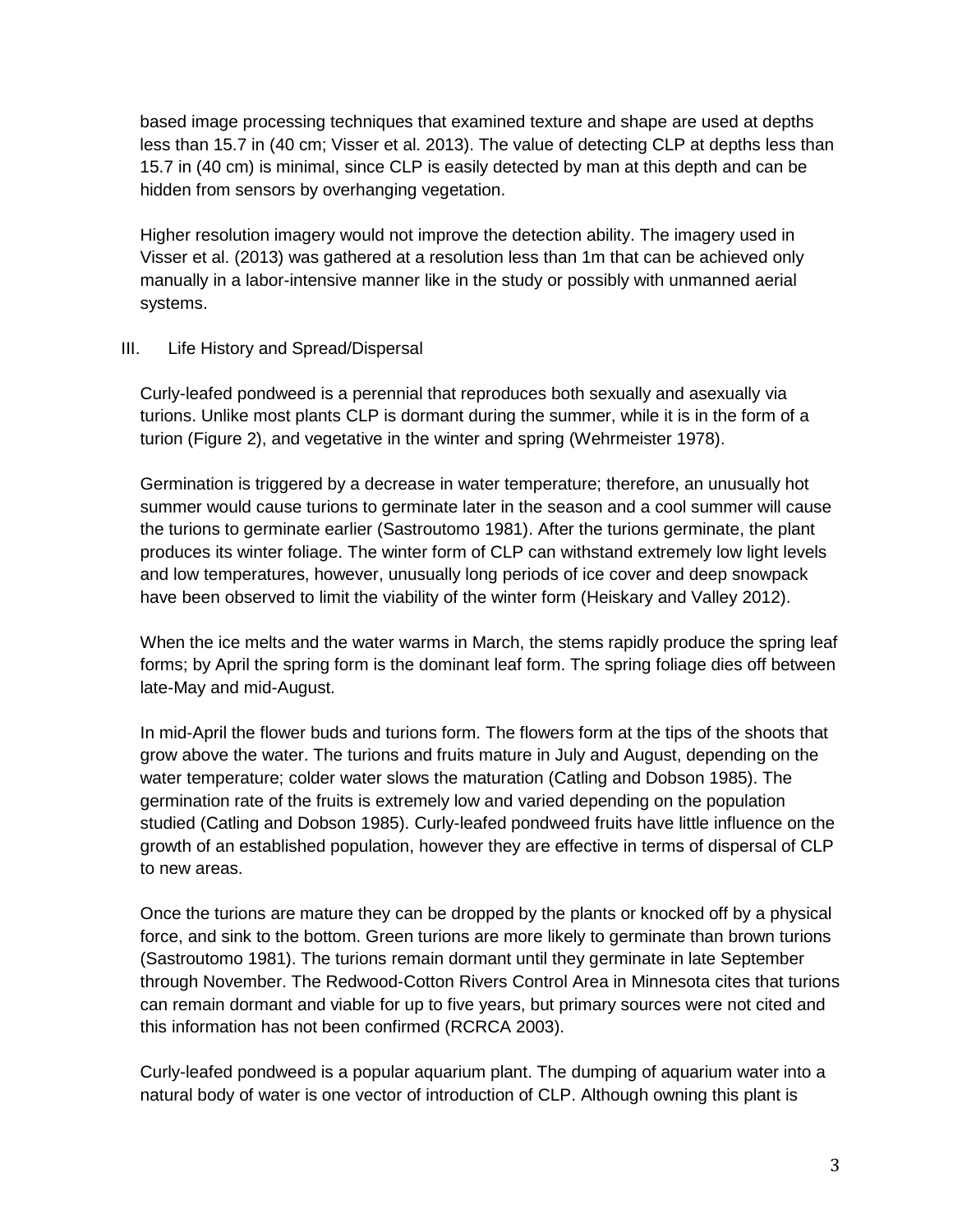based image processing techniques that examined texture and shape are used at depths less than 15.7 in (40 cm; Visser et al. 2013). The value of detecting CLP at depths less than 15.7 in (40 cm) is minimal, since CLP is easily detected by man at this depth and can be hidden from sensors by overhanging vegetation.

Higher resolution imagery would not improve the detection ability. The imagery used in Visser et al. (2013) was gathered at a resolution less than 1m that can be achieved only manually in a labor-intensive manner like in the study or possibly with unmanned aerial systems.

## III. Life History and Spread/Dispersal

Curly-leafed pondweed is a perennial that reproduces both sexually and asexually via turions. Unlike most plants CLP is dormant during the summer, while it is in the form of a turion (Figure 2), and vegetative in the winter and spring (Wehrmeister 1978).

Germination is triggered by a decrease in water temperature; therefore, an unusually hot summer would cause turions to germinate later in the season and a cool summer will cause the turions to germinate earlier (Sastroutomo 1981). After the turions germinate, the plant produces its winter foliage. The winter form of CLP can withstand extremely low light levels and low temperatures, however, unusually long periods of ice cover and deep snowpack have been observed to limit the viability of the winter form (Heiskary and Valley 2012).

When the ice melts and the water warms in March, the stems rapidly produce the spring leaf forms; by April the spring form is the dominant leaf form. The spring foliage dies off between late-May and mid-August.

In mid-April the flower buds and turions form. The flowers form at the tips of the shoots that grow above the water. The turions and fruits mature in July and August, depending on the water temperature; colder water slows the maturation (Catling and Dobson 1985). The germination rate of the fruits is extremely low and varied depending on the population studied (Catling and Dobson 1985). Curly-leafed pondweed fruits have little influence on the growth of an established population, however they are effective in terms of dispersal of CLP to new areas.

Once the turions are mature they can be dropped by the plants or knocked off by a physical force, and sink to the bottom. Green turions are more likely to germinate than brown turions (Sastroutomo 1981). The turions remain dormant until they germinate in late September through November. The Redwood-Cotton Rivers Control Area in Minnesota cites that turions can remain dormant and viable for up to five years, but primary sources were not cited and this information has not been confirmed (RCRCA 2003).

Curly-leafed pondweed is a popular aquarium plant. The dumping of aquarium water into a natural body of water is one vector of introduction of CLP. Although owning this plant is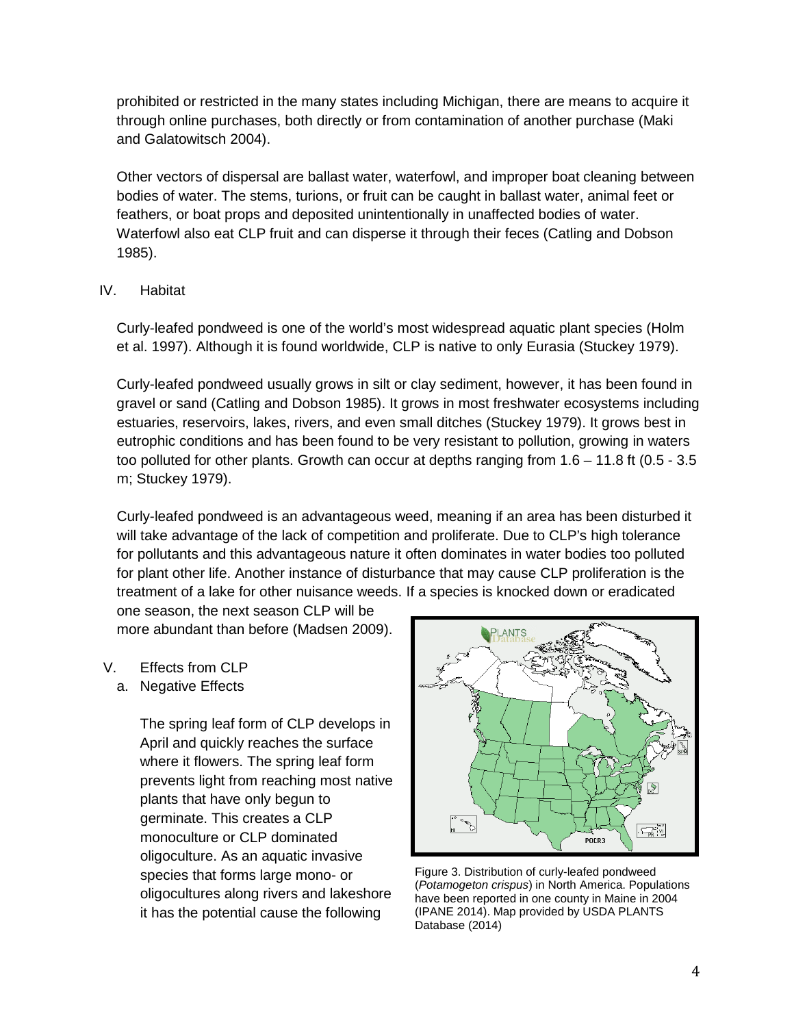prohibited or restricted in the many states including Michigan, there are means to acquire it through online purchases, both directly or from contamination of another purchase (Maki and Galatowitsch 2004).

Other vectors of dispersal are ballast water, waterfowl, and improper boat cleaning between bodies of water. The stems, turions, or fruit can be caught in ballast water, animal feet or feathers, or boat props and deposited unintentionally in unaffected bodies of water. Waterfowl also eat CLP fruit and can disperse it through their feces (Catling and Dobson 1985).

## IV. Habitat

Curly-leafed pondweed is one of the world's most widespread aquatic plant species (Holm et al. 1997). Although it is found worldwide, CLP is native to only Eurasia (Stuckey 1979).

Curly-leafed pondweed usually grows in silt or clay sediment, however, it has been found in gravel or sand (Catling and Dobson 1985). It grows in most freshwater ecosystems including estuaries, reservoirs, lakes, rivers, and even small ditches (Stuckey 1979). It grows best in eutrophic conditions and has been found to be very resistant to pollution, growing in waters too polluted for other plants. Growth can occur at depths ranging from 1.6 – 11.8 ft (0.5 - 3.5 m; Stuckey 1979).

Curly-leafed pondweed is an advantageous weed, meaning if an area has been disturbed it will take advantage of the lack of competition and proliferate. Due to CLP's high tolerance for pollutants and this advantageous nature it often dominates in water bodies too polluted for plant other life. Another instance of disturbance that may cause CLP proliferation is the treatment of a lake for other nuisance weeds. If a species is knocked down or eradicated one season, the next season CLP will be more abundant than before (Madsen 2009).

## V. Effects from CLP

### a. Negative Effects

The spring leaf form of CLP develops in April and quickly reaches the surface where it flowers. The spring leaf form prevents light from reaching most native plants that have only begun to germinate. This creates a CLP monoculture or CLP dominated oligoculture. As an aquatic invasive species that forms large mono- or oligocultures along rivers and lakeshore it has the potential cause the following

Figure 3. Distribution of curly-leafed pondweed (*Potamogeton crispus*) in North America. Populations have been reported in one county in Maine in 2004 (IPANE 2014). Map provided by USDA PLANTS Database (2014)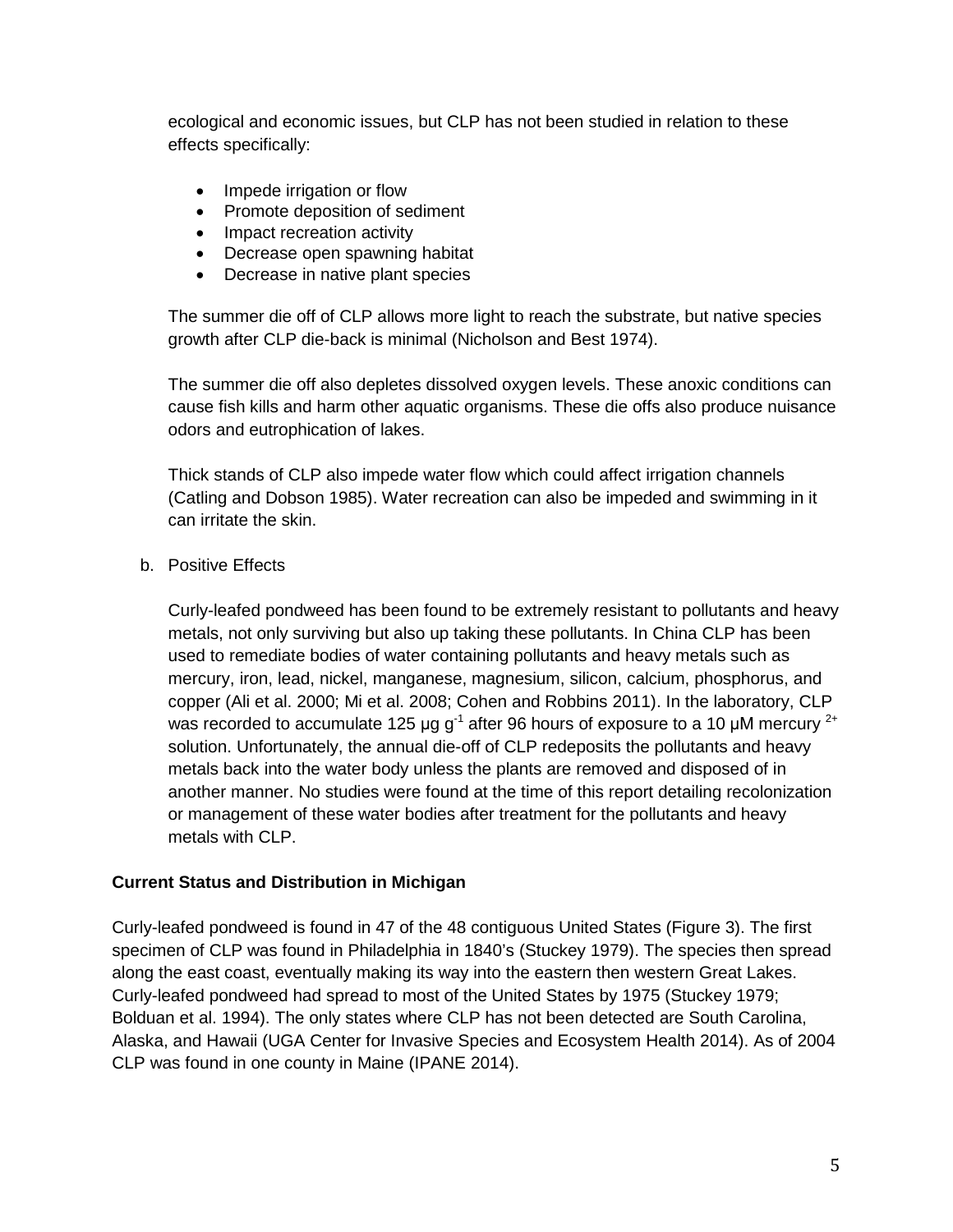ecological and economic issues, but CLP has not been studied in relation to these effects specifically:

- Impede irrigation or flow
- Promote deposition of sediment
- Impact recreation activity
- Decrease open spawning habitat
- Decrease in native plant species

The summer die off of CLP allows more light to reach the substrate, but native species growth after CLP die-back is minimal (Nicholson and Best 1974).

The summer die off also depletes dissolved oxygen levels. These anoxic conditions can cause fish kills and harm other aquatic organisms. These die offs also produce nuisance odors and eutrophication of lakes.

Thick stands of CLP also impede water flow which could affect irrigation channels (Catling and Dobson 1985). Water recreation can also be impeded and swimming in it can irritate the skin.

b. Positive Effects

Curly-leafed pondweed has been found to be extremely resistant to pollutants and heavy metals, not only surviving but also up taking these pollutants. In China CLP has been used to remediate bodies of water containing pollutants and heavy metals such as mercury, iron, lead, nickel, manganese, magnesium, silicon, calcium, phosphorus, and copper (Ali et al. 2000; Mi et al. 2008; Cohen and Robbins 2011). In the laboratory, CLP was recorded to accumulate 125 μg $g^{-1}$ after 96 hours of exposure to a 10 μM mercury $^{2+}$ solution. Unfortunately, the annual die-off of CLP redeposits the pollutants and heavy metals back into the water body unless the plants are removed and disposed of in another manner. No studies were found at the time of this report detailing recolonization or management of these water bodies after treatment for the pollutants and heavy metals with CLP.

**Current Status and Distribution in Michigan**

Curly-leafed pondweed is found in 47 of the 48 contiguous United States (Figure 3). The first specimen of CLP was found in Philadelphia in 1840's (Stuckey 1979). The species then spread along the east coast, eventually making its way into the eastern then western Great Lakes. Curly-leafed pondweed had spread to most of the United States by 1975 (Stuckey 1979; Bolduan et al. 1994). The only states where CLP has not been detected are South Carolina, Alaska, and Hawaii (UGA Center for Invasive Species and Ecosystem Health 2014). As of 2004 CLP was found in one county in Maine (IPANE 2014).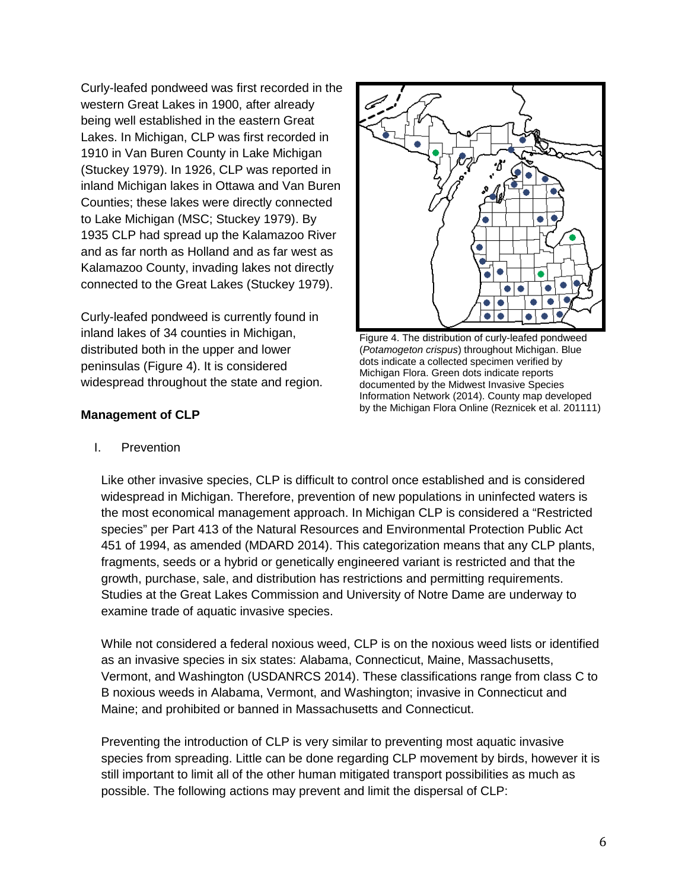Curly-leafed pondweed was first recorded in the western Great Lakes in 1900, after already being well established in the eastern Great Lakes. In Michigan, CLP was first recorded in 1910 in Van Buren County in Lake Michigan (Stuckey 1979). In 1926, CLP was reported in inland Michigan lakes in Ottawa and Van Buren Counties; these lakes were directly connected to Lake Michigan (MSC; Stuckey 1979). By 1935 CLP had spread up the Kalamazoo River and as far north as Holland and as far west as Kalamazoo County, invading lakes not directly connected to the Great Lakes (Stuckey 1979).

Curly-leafed pondweed is currently found in inland lakes of 34 counties in Michigan, distributed both in the upper and lower peninsulas (Figure 4). It is considered widespread throughout the state and region.

Figure 4. The distribution of curly-leafed pondweed (*Potamogeton crispus*) throughout Michigan. Blue dots indicate a collected specimen verified by Michigan Flora. Green dots indicate reports documented by the Midwest Invasive Species Information Network (2014). County map developed by the Michigan Flora Online (Reznicek et al. 201111)

**Management of CLP**

I. Prevention

Like other invasive species, CLP is difficult to control once established and is considered widespread in Michigan. Therefore, prevention of new populations in uninfected waters is the most economical management approach. In Michigan CLP is considered a "Restricted species" per Part 413 of the Natural Resources and Environmental Protection Public Act 451 of 1994, as amended (MDARD 2014). This categorization means that any CLP plants, fragments, seeds or a hybrid or genetically engineered variant is restricted and that the growth, purchase, sale, and distribution has restrictions and permitting requirements. Studies at the Great Lakes Commission and University of Notre Dame are underway to examine trade of aquatic invasive species.

While not considered a federal noxious weed, CLP is on the noxious weed lists or identified as an invasive species in six states: Alabama, Connecticut, Maine, Massachusetts, Vermont, and Washington (USDANRCS 2014). These classifications range from class C to B noxious weeds in Alabama, Vermont, and Washington; invasive in Connecticut and Maine; and prohibited or banned in Massachusetts and Connecticut.

Preventing the introduction of CLP is very similar to preventing most aquatic invasive species from spreading. Little can be done regarding CLP movement by birds, however it is still important to limit all of the other human mitigated transport possibilities as much as possible. The following actions may prevent and limit the dispersal of CLP: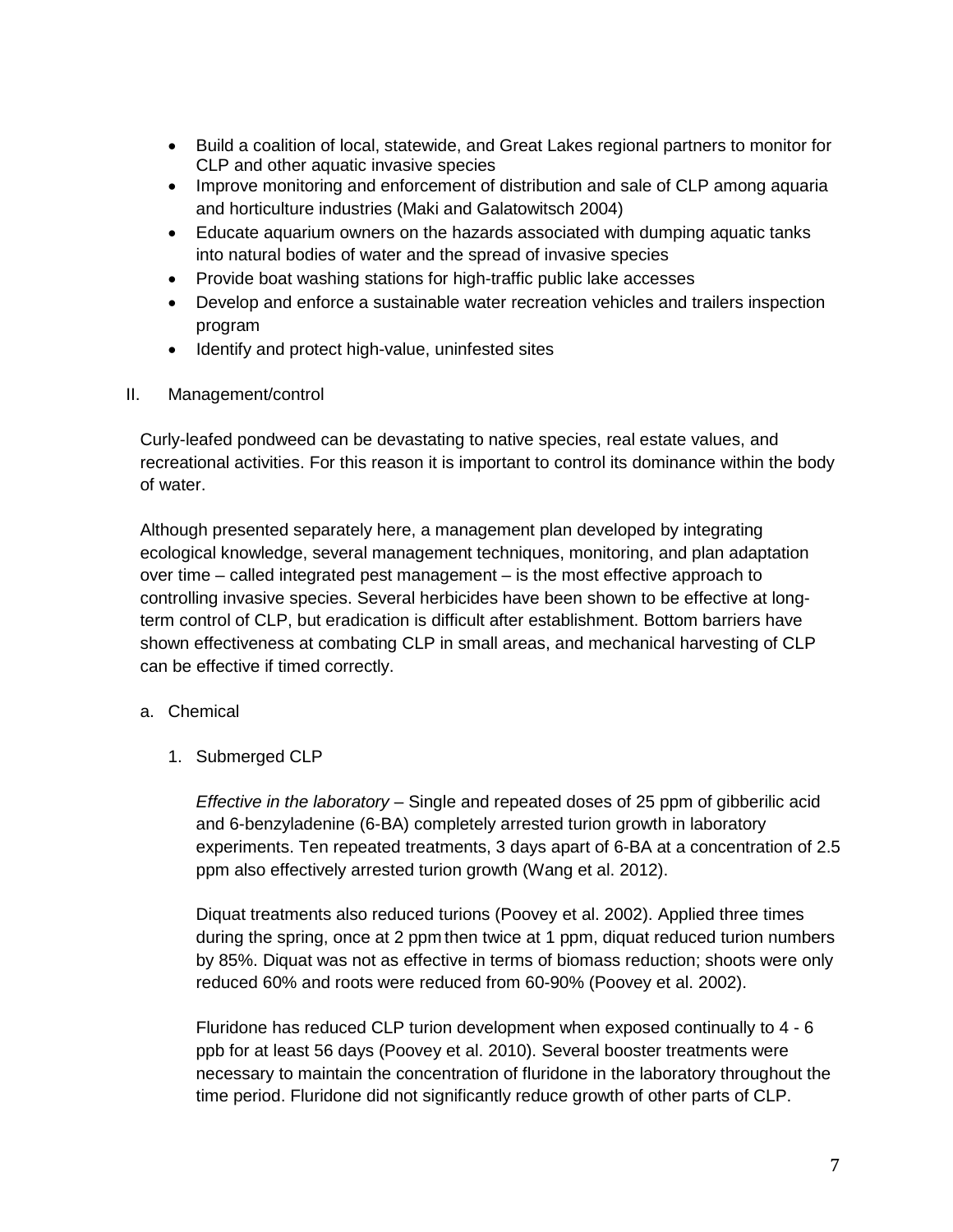- Build a coalition of local, statewide, and Great Lakes regional partners to monitor for CLP and other aquatic invasive species
- Improve monitoring and enforcement of distribution and sale of CLP among aquaria and horticulture industries (Maki and Galatowitsch 2004)
- Educate aquarium owners on the hazards associated with dumping aquatic tanks into natural bodies of water and the spread of invasive species
- Provide boat washing stations for high-traffic public lake accesses
- Develop and enforce a sustainable water recreation vehicles and trailers inspection program
- Identify and protect high-value, uninfested sites

## II. Management/control

Curly-leafed pondweed can be devastating to native species, real estate values, and recreational activities. For this reason it is important to control its dominance within the body of water.

Although presented separately here, a management plan developed by integrating ecological knowledge, several management techniques, monitoring, and plan adaptation over time – called integrated pest management – is the most effective approach to controlling invasive species. Several herbicides have been shown to be effective at long-term control of CLP, but eradication is difficult after establishment. Bottom barriers have shown effectiveness at combating CLP in small areas, and mechanical harvesting of CLP can be effective if timed correctly.

### a. Chemical

#### 1. Submerged CLP

*Effective in the laboratory* – Single and repeated doses of 25 ppm of gibberilic acid and 6-benzyladenine (6-BA) completely arrested turion growth in laboratory experiments. Ten repeated treatments, 3 days apart of 6-BA at a concentration of 2.5 ppm also effectively arrested turion growth (Wang et al. 2012).

Diquat treatments also reduced turions (Poovey et al. 2002). Applied three times during the spring, once at 2 ppm then twice at 1 ppm, diquat reduced turion numbers by 85%. Diquat was not as effective in terms of biomass reduction; shoots were only reduced 60% and roots were reduced from 60-90% (Poovey et al. 2002).

Fluridone has reduced CLP turion development when exposed continually to 4 - 6 ppb for at least 56 days (Poovey et al. 2010). Several booster treatments were necessary to maintain the concentration of fluridone in the laboratory throughout the time period. Fluridone did not significantly reduce growth of other parts of CLP.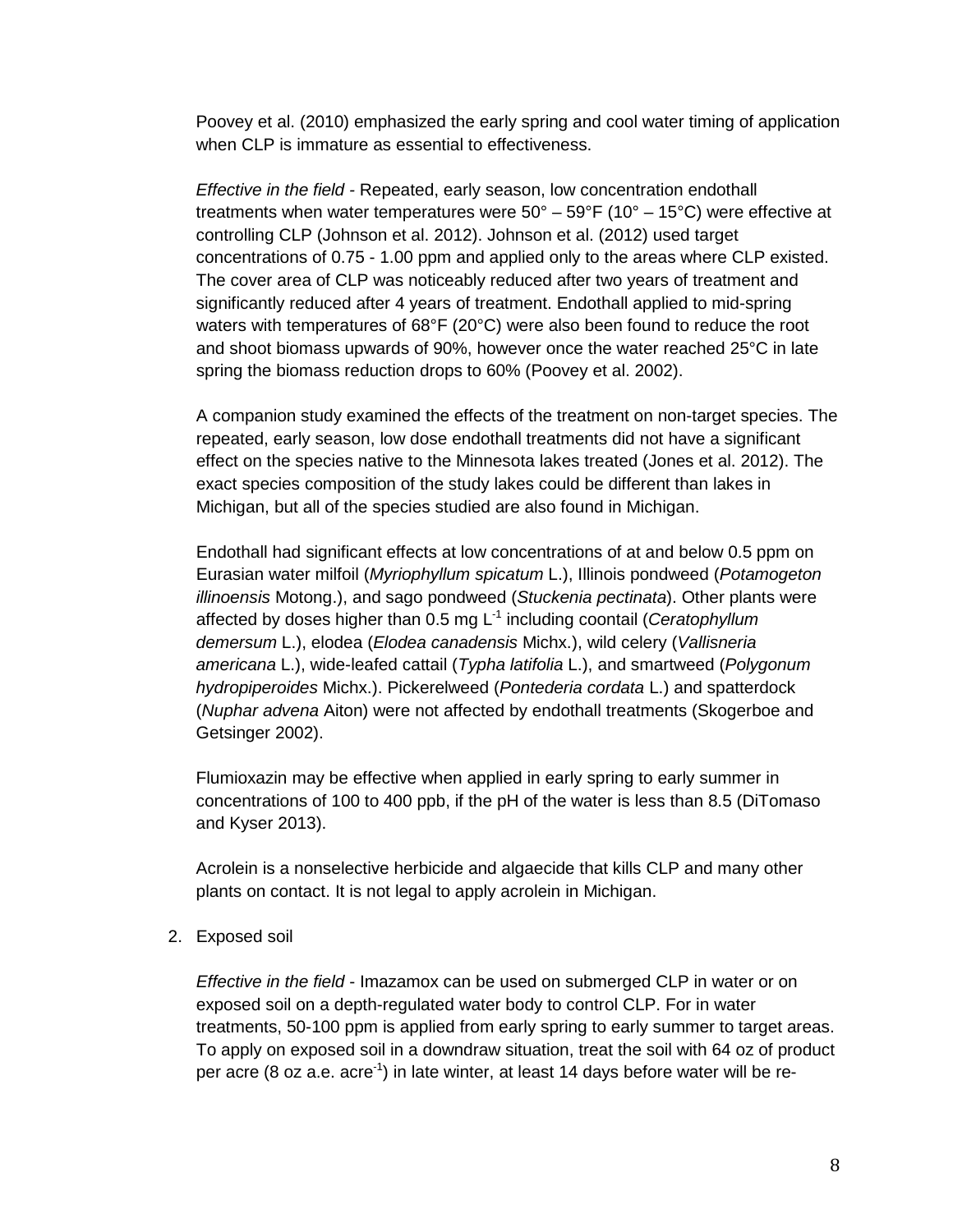Poovey et al. (2010) emphasized the early spring and cool water timing of application when CLP is immature as essential to effectiveness.

*Effective in the field* - Repeated, early season, low concentration endothall treatments when water temperatures were 50° – 59°F (10° – 15°C) were effective at controlling CLP (Johnson et al. 2012). Johnson et al. (2012) used target concentrations of 0.75 - 1.00 ppm and applied only to the areas where CLP existed. The cover area of CLP was noticeably reduced after two years of treatment and significantly reduced after 4 years of treatment. Endothall applied to mid-spring waters with temperatures of 68°F (20°C) were also been found to reduce the root and shoot biomass upwards of 90%, however once the water reached 25°C in late spring the biomass reduction drops to 60% (Poovey et al. 2002).

A companion study examined the effects of the treatment on non-target species. The repeated, early season, low dose endothall treatments did not have a significant effect on the species native to the Minnesota lakes treated (Jones et al. 2012). The exact species composition of the study lakes could be different than lakes in Michigan, but all of the species studied are also found in Michigan.

Endothall had significant effects at low concentrations of at and below 0.5 ppm on Eurasian water milfoil (*Myriophyllum spicatum* L.), Illinois pondweed (*Potamogeton illinoensis* Motong.), and sago pondweed (*Stuckenia pectinata*). Other plants were affected by doses higher than 0.5 mg $L^{-1}$ including coontail (*Ceratophyllum demersum* L.), elodea (*Elodea canadensis* Michx.), wild celery (*Vallisneria americana* L.), wide-leafed cattail (*Typha latifolia* L.), and smartweed (*Polygonum hydropiperoides* Michx.). Pickerelweed (*Pontederia cordata* L.) and spatterdock (*Nuphar advena* Aiton) were not affected by endothall treatments (Skogerboe and Getsinger 2002).

Flumioxazin may be effective when applied in early spring to early summer in concentrations of 100 to 400 ppb, if the pH of the water is less than 8.5 (DiTomaso and Kyser 2013).

Acrolein is a nonselective herbicide and algaecide that kills CLP and many other plants on contact. It is not legal to apply acrolein in Michigan.

2. Exposed soil

*Effective in the field* - Imazamox can be used on submerged CLP in water or on exposed soil on a depth-regulated water body to control CLP. For in water treatments, 50-100 ppm is applied from early spring to early summer to target areas. To apply on exposed soil in a downdraw situation, treat the soil with 64 oz of product per acre (8 oz a.e. $acre^{-1}$) in late winter, at least 14 days before water will be re-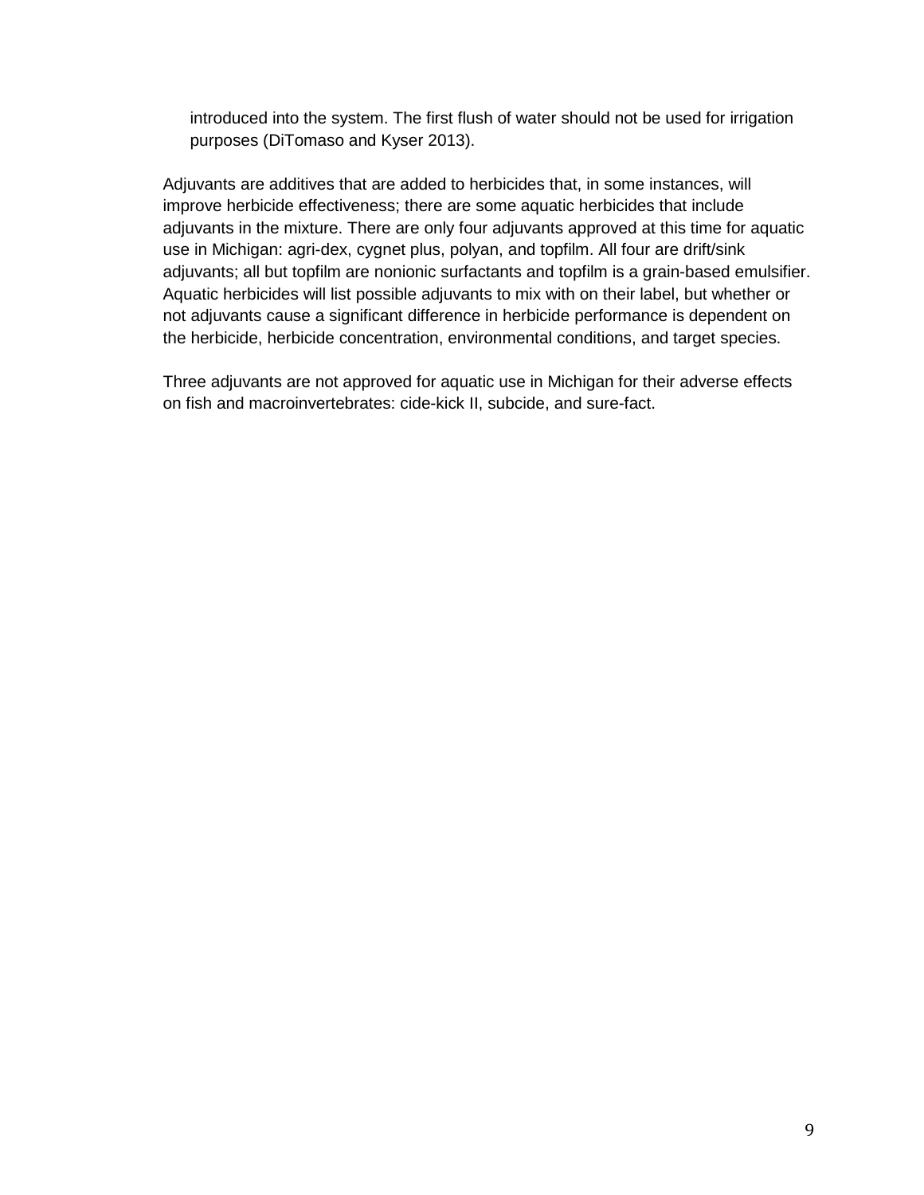introduced into the system. The first flush of water should not be used for irrigation purposes (DiTomaso and Kyser 2013).

Adjuvants are additives that are added to herbicides that, in some instances, will improve herbicide effectiveness; there are some aquatic herbicides that include adjuvants in the mixture. There are only four adjuvants approved at this time for aquatic use in Michigan: agri-dex, cygnet plus, polyan, and topfilm. All four are drift/sink adjuvants; all but topfilm are nonionic surfactants and topfilm is a grain-based emulsifier. Aquatic herbicides will list possible adjuvants to mix with on their label, but whether or not adjuvants cause a significant difference in herbicide performance is dependent on the herbicide, herbicide concentration, environmental conditions, and target species.

Three adjuvants are not approved for aquatic use in Michigan for their adverse effects on fish and macroinvertebrates: cide-kick II, subcide, and sure-fact.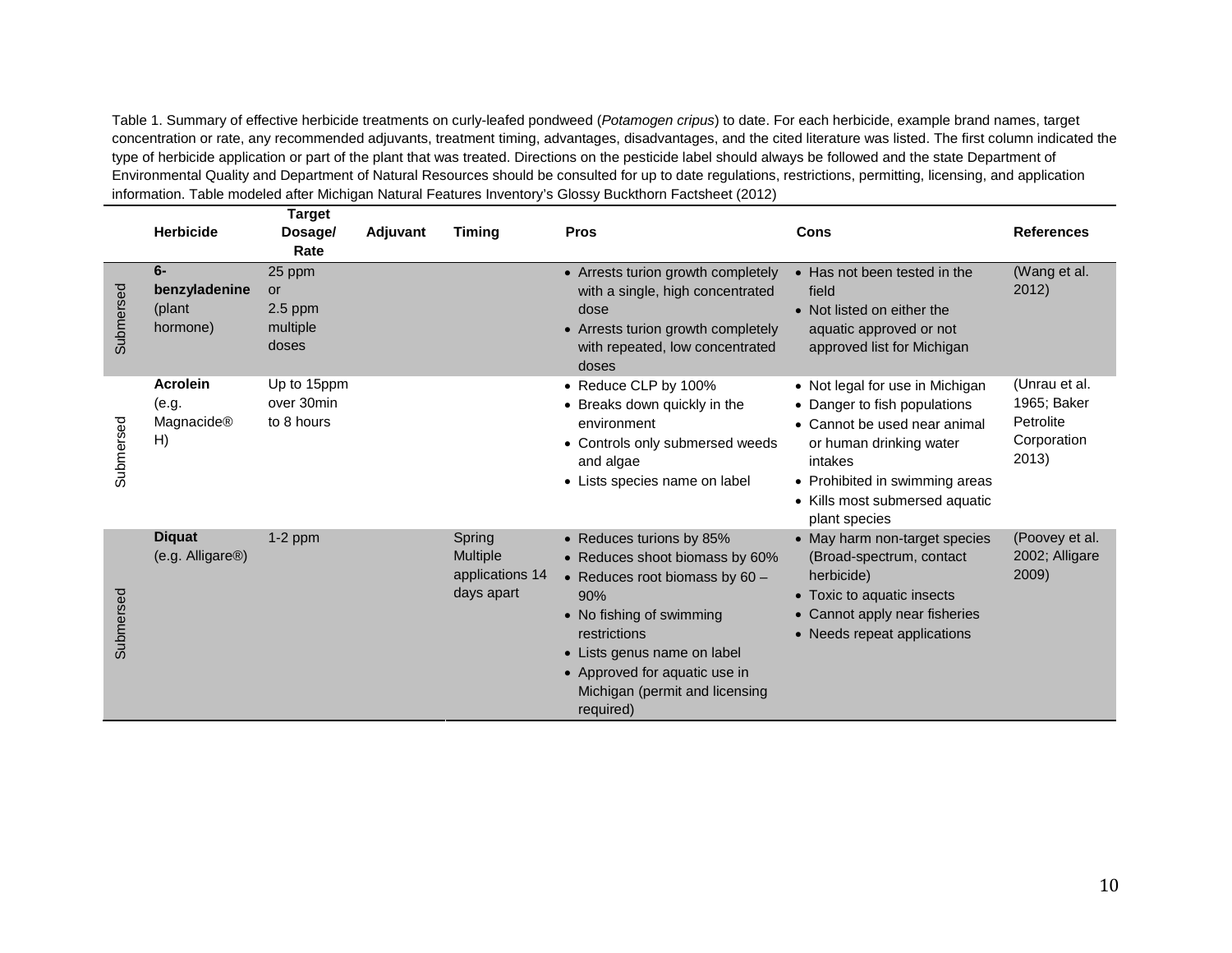Table 1. Summary of effective herbicide treatments on curly-leafed pondweed (*Potamogen cripus*) to date. For each herbicide, example brand names, target concentration or rate, any recommended adjuvants, treatment timing, advantages, disadvantages, and the cited literature was listed. The first column indicated the type of herbicide application or part of the plant that was treated. Directions on the pesticide label should always be followed and the state Department of Environmental Quality and Department of Natural Resources should be consulted for up to date regulations, restrictions, permitting, licensing, and application information. Table modeled after Michigan Natural Features Inventory's Glossy Buckthorn Factsheet (2012)

| | Herbicide | Target Dosage/ Rate | Adjuvant | Timing | Pros | Cons | References |
|---|---|---|---|---|---|---|---|
| Submersed | **6-benzyladenine** (plant hormone) | 25 ppm or 2.5 ppm multiple doses | | | • Arrests turion growth completely with a single, high concentrated dose<br>• Arrests turion growth completely with repeated, low concentrated doses | • Has not been tested in the field<br>• Not listed on either the aquatic approved or not approved list for Michigan | (Wang et al. 2012) |
| Submersed | **Acrolein** (e.g. Magnacide® H) | Up to 15ppm over 30min to 8 hours | | | • Reduce CLP by 100%<br>• Breaks down quickly in the environment<br>• Controls only submersed weeds and algae<br>• Lists species name on label | • Not legal for use in Michigan<br>• Danger to fish populations<br>• Cannot be used near animal or human drinking water intakes<br>• Prohibited in swimming areas<br>• Kills most submersed aquatic plant species | (Unrau et al. 1965; Baker Petrolite Corporation 2013) |
| Submersed | **Diquat** (e.g. Alligare®) | 1-2 ppm | | Spring Multiple applications 14 days apart | • Reduces turions by 85%<br>• Reduces shoot biomass by 60%<br>• Reduces root biomass by 60 – 90%<br>• No fishing of swimming restrictions<br>• Lists genus name on label<br>• Approved for aquatic use in Michigan (permit and licensing required) | • May harm non-target species (Broad-spectrum, contact herbicide)<br>• Toxic to aquatic insects<br>• Cannot apply near fisheries<br>• Needs repeat applications | (Poovey et al. 2002; Alligare 2009) |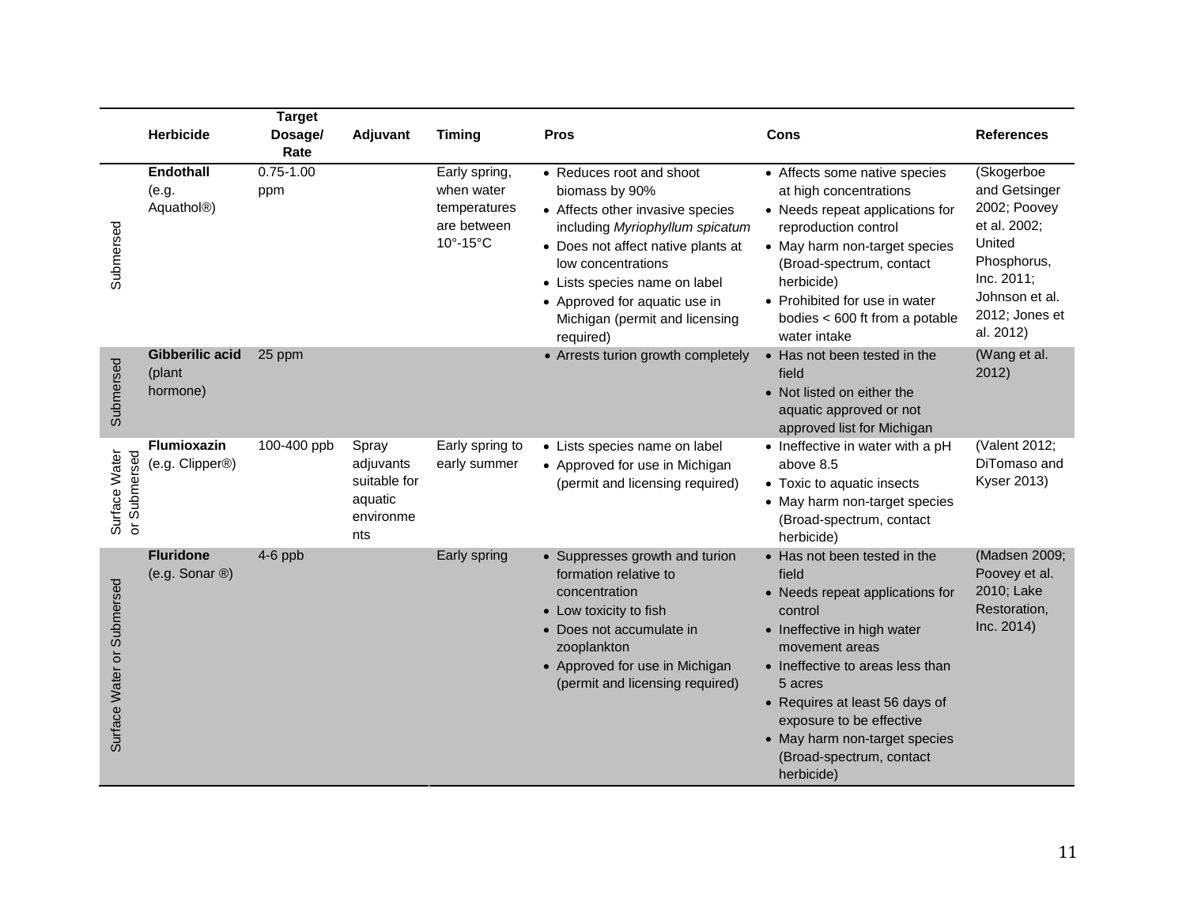| | Herbicide | Target Dosage/ Rate | Adjuvant | Timing | Pros | Cons | References |
|---|---|---|---|---|---|---|---|
| Submersed | **Endothall** (e.g. Aquathol®) | 0.75-1.00 ppm | | Early spring, when water temperatures are between 10°-15°C | • Reduces root and shoot biomass by 90% <br>• Affects other invasive species including *Myriophyllum spicatum* <br>• Does not affect native plants at low concentrations <br>• Lists species name on label <br>• Approved for aquatic use in Michigan (permit and licensing required) | • Affects some native species at high concentrations <br>• Needs repeat applications for reproduction control <br>• May harm non-target species (Broad-spectrum, contact herbicide) <br>• Prohibited for use in water bodies < 600 ft from a potable water intake | (Skogerboe and Getsinger 2002; Poovey et al. 2002; United Phosphorus, Inc. 2011; Johnson et al. 2012; Jones et al. 2012) |
| Submersed | **Gibberilic acid** (plant hormone) | 25 ppm | | | • Arrests turion growth completely | • Has not been tested in the field <br>• Not listed on either the aquatic approved or not approved list for Michigan | (Wang et al. 2012) |
| Surface Water or Submersed | **Flumioxazin** (e.g. Clipper®) | 100-400 ppb | Spray adjuvants suitable for aquatic environments | Early spring to early summer | • Lists species name on label <br>• Approved for use in Michigan (permit and licensing required) | • Ineffective in water with a pH above 8.5 <br>• Toxic to aquatic insects <br>• May harm non-target species (Broad-spectrum, contact herbicide) | (Valent 2012; DiTomaso and Kyser 2013) |
| Surface Water or Submersed | **Fluridone** (e.g. Sonar ®) | 4-6 ppb | | Early spring | • Suppresses growth and turion formation relative to concentration <br>• Low toxicity to fish <br>• Does not accumulate in zooplankton <br>• Approved for use in Michigan (permit and licensing required) | • Has not been tested in the field <br>• Needs repeat applications for control <br>• Ineffective in high water movement areas <br>• Ineffective to areas less than 5 acres <br>• Requires at least 56 days of exposure to be effective <br>• May harm non-target species (Broad-spectrum, contact herbicide) | (Madsen 2009; Poovey et al. 2010; Lake Restoration, Inc. 2014) |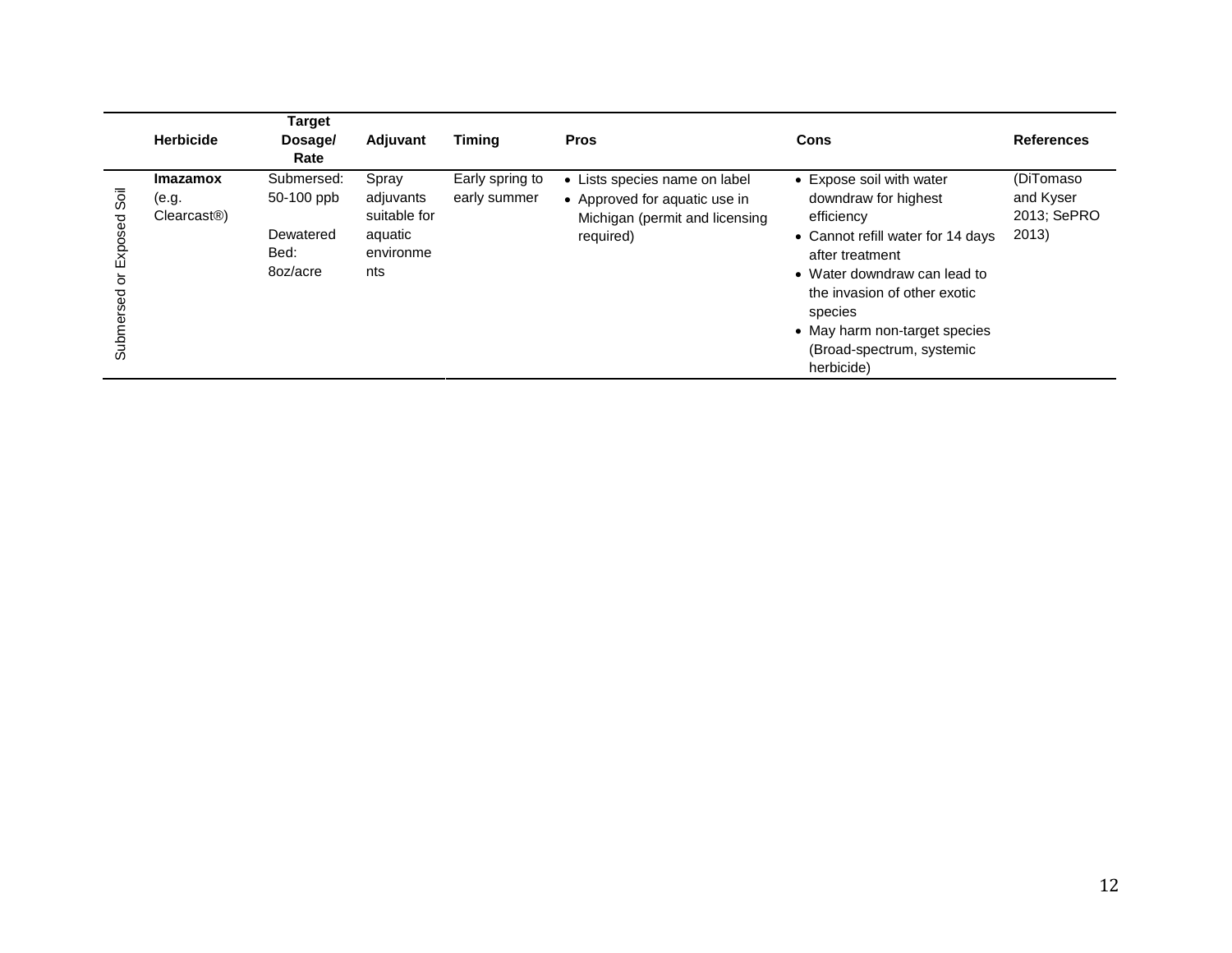| | Herbicide | Target Dosage/ Rate | Adjuvant | Timing | Pros | Cons | References |
|---|---|---|---|---|---|---|---|
| Submersed or Exposed Soil | **Imazamox** (e.g. Clearcast®) | Submersed: 50-100 ppb<br><br>Dewatered Bed: 8oz/acre | Spray adjuvants suitable for aquatic environments | Early spring to early summer | • Lists species name on label<br>• Approved for aquatic use in Michigan (permit and licensing required) | • Expose soil with water downdraw for highest efficiency<br>• Cannot refill water for 14 days after treatment<br>• Water downdraw can lead to the invasion of other exotic species<br>• May harm non-target species (Broad-spectrum, systemic herbicide) | (DiTomaso and Kyser 2013; SePRO 2013) |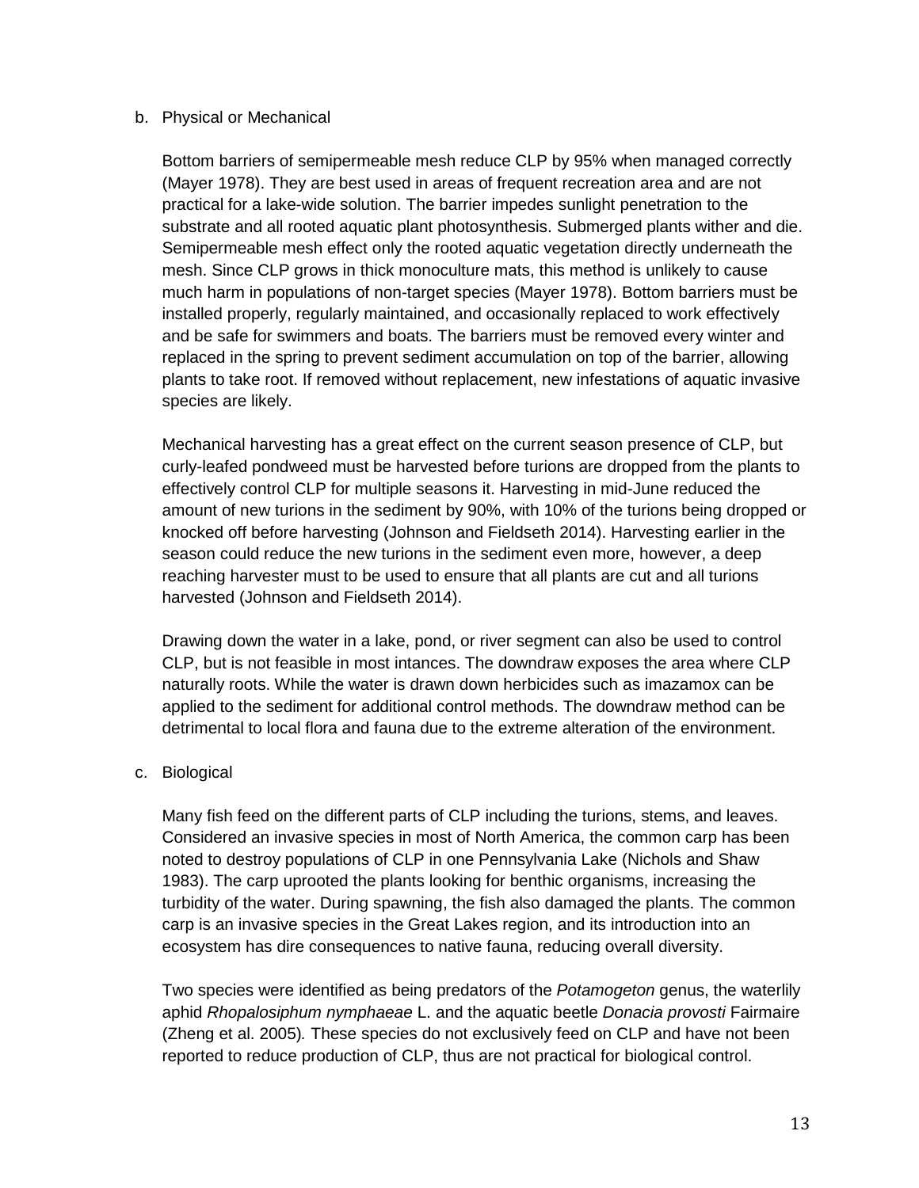b. Physical or Mechanical

Bottom barriers of semipermeable mesh reduce CLP by 95% when managed correctly (Mayer 1978). They are best used in areas of frequent recreation area and are not practical for a lake-wide solution. The barrier impedes sunlight penetration to the substrate and all rooted aquatic plant photosynthesis. Submerged plants wither and die. Semipermeable mesh effect only the rooted aquatic vegetation directly underneath the mesh. Since CLP grows in thick monoculture mats, this method is unlikely to cause much harm in populations of non-target species (Mayer 1978). Bottom barriers must be installed properly, regularly maintained, and occasionally replaced to work effectively and be safe for swimmers and boats. The barriers must be removed every winter and replaced in the spring to prevent sediment accumulation on top of the barrier, allowing plants to take root. If removed without replacement, new infestations of aquatic invasive species are likely.

Mechanical harvesting has a great effect on the current season presence of CLP, but curly-leafed pondweed must be harvested before turions are dropped from the plants to effectively control CLP for multiple seasons it. Harvesting in mid-June reduced the amount of new turions in the sediment by 90%, with 10% of the turions being dropped or knocked off before harvesting (Johnson and Fieldseth 2014). Harvesting earlier in the season could reduce the new turions in the sediment even more, however, a deep reaching harvester must to be used to ensure that all plants are cut and all turions harvested (Johnson and Fieldseth 2014).

Drawing down the water in a lake, pond, or river segment can also be used to control CLP, but is not feasible in most intances. The downdraw exposes the area where CLP naturally roots. While the water is drawn down herbicides such as imazamox can be applied to the sediment for additional control methods. The downdraw method can be detrimental to local flora and fauna due to the extreme alteration of the environment.

c. Biological

Many fish feed on the different parts of CLP including the turions, stems, and leaves. Considered an invasive species in most of North America, the common carp has been noted to destroy populations of CLP in one Pennsylvania Lake (Nichols and Shaw 1983). The carp uprooted the plants looking for benthic organisms, increasing the turbidity of the water. During spawning, the fish also damaged the plants. The common carp is an invasive species in the Great Lakes region, and its introduction into an ecosystem has dire consequences to native fauna, reducing overall diversity.

Two species were identified as being predators of the *Potamogeton* genus, the waterlily aphid *Rhopalosiphum nymphaeae* L. and the aquatic beetle *Donacia provosti* Fairmaire (Zheng et al. 2005)*.* These species do not exclusively feed on CLP and have not been reported to reduce production of CLP, thus are not practical for biological control.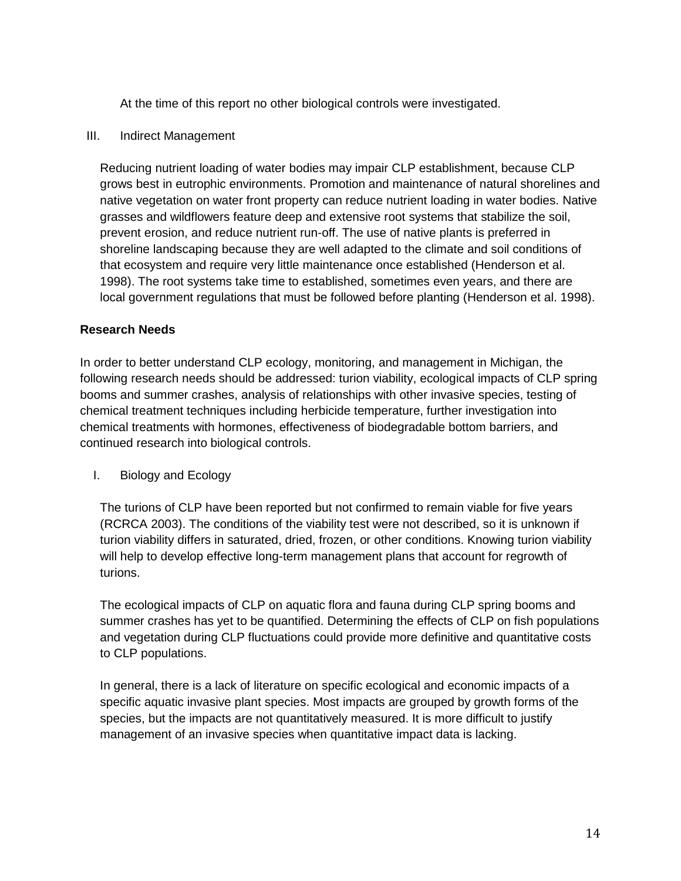At the time of this report no other biological controls were investigated.

III. Indirect Management

Reducing nutrient loading of water bodies may impair CLP establishment, because CLP grows best in eutrophic environments. Promotion and maintenance of natural shorelines and native vegetation on water front property can reduce nutrient loading in water bodies. Native grasses and wildflowers feature deep and extensive root systems that stabilize the soil, prevent erosion, and reduce nutrient run-off. The use of native plants is preferred in shoreline landscaping because they are well adapted to the climate and soil conditions of that ecosystem and require very little maintenance once established (Henderson et al. 1998). The root systems take time to established, sometimes even years, and there are local government regulations that must be followed before planting (Henderson et al. 1998).

**Research Needs**

In order to better understand CLP ecology, monitoring, and management in Michigan, the following research needs should be addressed: turion viability, ecological impacts of CLP spring booms and summer crashes, analysis of relationships with other invasive species, testing of chemical treatment techniques including herbicide temperature, further investigation into chemical treatments with hormones, effectiveness of biodegradable bottom barriers, and continued research into biological controls.

I. Biology and Ecology

The turions of CLP have been reported but not confirmed to remain viable for five years (RCRCA 2003). The conditions of the viability test were not described, so it is unknown if turion viability differs in saturated, dried, frozen, or other conditions. Knowing turion viability will help to develop effective long-term management plans that account for regrowth of turions.

The ecological impacts of CLP on aquatic flora and fauna during CLP spring booms and summer crashes has yet to be quantified. Determining the effects of CLP on fish populations and vegetation during CLP fluctuations could provide more definitive and quantitative costs to CLP populations.

In general, there is a lack of literature on specific ecological and economic impacts of a specific aquatic invasive plant species. Most impacts are grouped by growth forms of the species, but the impacts are not quantitatively measured. It is more difficult to justify management of an invasive species when quantitative impact data is lacking.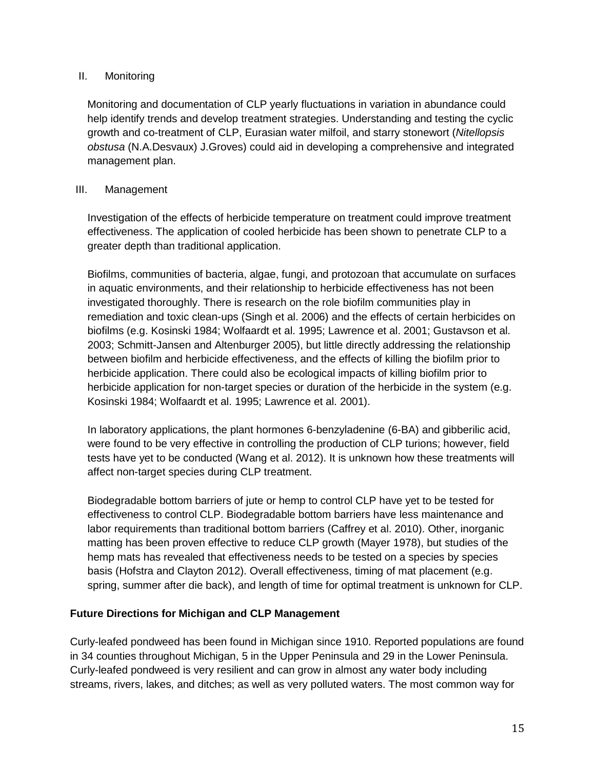II. Monitoring

Monitoring and documentation of CLP yearly fluctuations in variation in abundance could help identify trends and develop treatment strategies. Understanding and testing the cyclic growth and co-treatment of CLP, Eurasian water milfoil, and starry stonewort (*Nitellopsis obstusa* (N.A.Desvaux) J.Groves) could aid in developing a comprehensive and integrated management plan.

III. Management

Investigation of the effects of herbicide temperature on treatment could improve treatment effectiveness. The application of cooled herbicide has been shown to penetrate CLP to a greater depth than traditional application.

Biofilms, communities of bacteria, algae, fungi, and protozoan that accumulate on surfaces in aquatic environments, and their relationship to herbicide effectiveness has not been investigated thoroughly. There is research on the role biofilm communities play in remediation and toxic clean-ups (Singh et al. 2006) and the effects of certain herbicides on biofilms (e.g. Kosinski 1984; Wolfaardt et al. 1995; Lawrence et al. 2001; Gustavson et al. 2003; Schmitt-Jansen and Altenburger 2005), but little directly addressing the relationship between biofilm and herbicide effectiveness, and the effects of killing the biofilm prior to herbicide application. There could also be ecological impacts of killing biofilm prior to herbicide application for non-target species or duration of the herbicide in the system (e.g. Kosinski 1984; Wolfaardt et al. 1995; Lawrence et al. 2001).

In laboratory applications, the plant hormones 6-benzyladenine (6-BA) and gibberilic acid, were found to be very effective in controlling the production of CLP turions; however, field tests have yet to be conducted (Wang et al. 2012). It is unknown how these treatments will affect non-target species during CLP treatment.

Biodegradable bottom barriers of jute or hemp to control CLP have yet to be tested for effectiveness to control CLP. Biodegradable bottom barriers have less maintenance and labor requirements than traditional bottom barriers (Caffrey et al. 2010). Other, inorganic matting has been proven effective to reduce CLP growth (Mayer 1978), but studies of the hemp mats has revealed that effectiveness needs to be tested on a species by species basis (Hofstra and Clayton 2012). Overall effectiveness, timing of mat placement (e.g. spring, summer after die back), and length of time for optimal treatment is unknown for CLP.

**Future Directions for Michigan and CLP Management**

Curly-leafed pondweed has been found in Michigan since 1910. Reported populations are found in 34 counties throughout Michigan, 5 in the Upper Peninsula and 29 in the Lower Peninsula. Curly-leafed pondweed is very resilient and can grow in almost any water body including streams, rivers, lakes, and ditches; as well as very polluted waters. The most common way for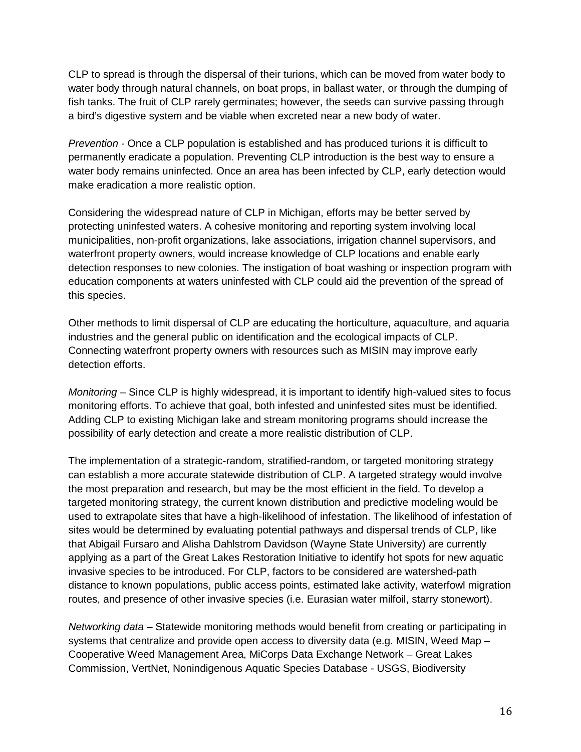CLP to spread is through the dispersal of their turions, which can be moved from water body to water body through natural channels, on boat props, in ballast water, or through the dumping of fish tanks. The fruit of CLP rarely germinates; however, the seeds can survive passing through a bird's digestive system and be viable when excreted near a new body of water.

*Prevention* - Once a CLP population is established and has produced turions it is difficult to permanently eradicate a population. Preventing CLP introduction is the best way to ensure a water body remains uninfected. Once an area has been infected by CLP, early detection would make eradication a more realistic option.

Considering the widespread nature of CLP in Michigan, efforts may be better served by protecting uninfested waters. A cohesive monitoring and reporting system involving local municipalities, non-profit organizations, lake associations, irrigation channel supervisors, and waterfront property owners, would increase knowledge of CLP locations and enable early detection responses to new colonies. The instigation of boat washing or inspection program with education components at waters uninfested with CLP could aid the prevention of the spread of this species.

Other methods to limit dispersal of CLP are educating the horticulture, aquaculture, and aquaria industries and the general public on identification and the ecological impacts of CLP. Connecting waterfront property owners with resources such as MISIN may improve early detection efforts.

*Monitoring* – Since CLP is highly widespread, it is important to identify high-valued sites to focus monitoring efforts. To achieve that goal, both infested and uninfested sites must be identified. Adding CLP to existing Michigan lake and stream monitoring programs should increase the possibility of early detection and create a more realistic distribution of CLP.

The implementation of a strategic-random, stratified-random, or targeted monitoring strategy can establish a more accurate statewide distribution of CLP. A targeted strategy would involve the most preparation and research, but may be the most efficient in the field. To develop a targeted monitoring strategy, the current known distribution and predictive modeling would be used to extrapolate sites that have a high-likelihood of infestation. The likelihood of infestation of sites would be determined by evaluating potential pathways and dispersal trends of CLP, like that Abigail Fursaro and Alisha Dahlstrom Davidson (Wayne State University) are currently applying as a part of the Great Lakes Restoration Initiative to identify hot spots for new aquatic invasive species to be introduced. For CLP, factors to be considered are watershed-path distance to known populations, public access points, estimated lake activity, waterfowl migration routes, and presence of other invasive species (i.e. Eurasian water milfoil, starry stonewort).

*Networking data* – Statewide monitoring methods would benefit from creating or participating in systems that centralize and provide open access to diversity data (e.g. MISIN, Weed Map – Cooperative Weed Management Area, MiCorps Data Exchange Network – Great Lakes Commission, VertNet, Nonindigenous Aquatic Species Database - USGS, Biodiversity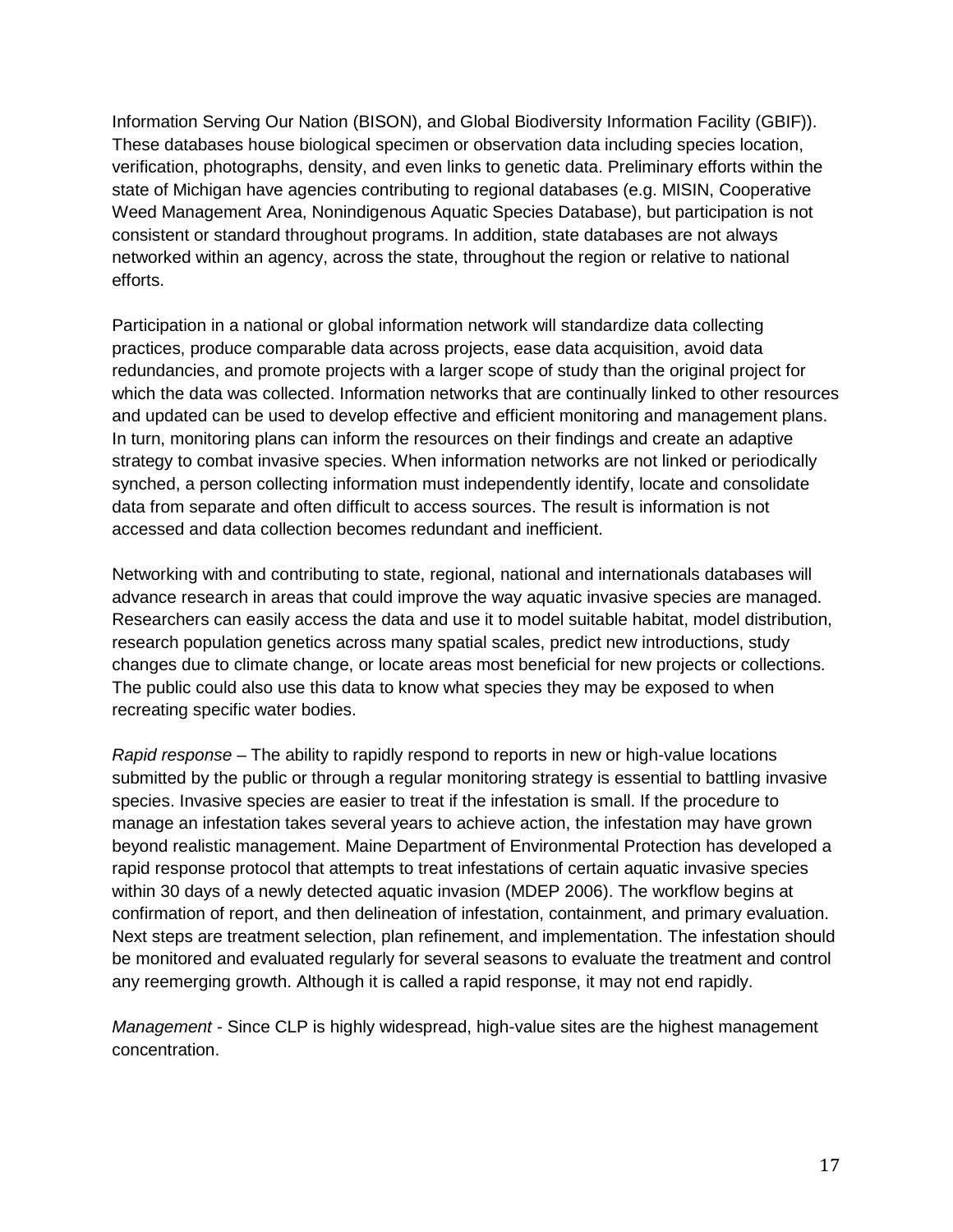Information Serving Our Nation (BISON), and Global Biodiversity Information Facility (GBIF)). These databases house biological specimen or observation data including species location, verification, photographs, density, and even links to genetic data. Preliminary efforts within the state of Michigan have agencies contributing to regional databases (e.g. MISIN, Cooperative Weed Management Area, Nonindigenous Aquatic Species Database), but participation is not consistent or standard throughout programs. In addition, state databases are not always networked within an agency, across the state, throughout the region or relative to national efforts.

Participation in a national or global information network will standardize data collecting practices, produce comparable data across projects, ease data acquisition, avoid data redundancies, and promote projects with a larger scope of study than the original project for which the data was collected. Information networks that are continually linked to other resources and updated can be used to develop effective and efficient monitoring and management plans. In turn, monitoring plans can inform the resources on their findings and create an adaptive strategy to combat invasive species. When information networks are not linked or periodically synched, a person collecting information must independently identify, locate and consolidate data from separate and often difficult to access sources. The result is information is not accessed and data collection becomes redundant and inefficient.

Networking with and contributing to state, regional, national and internationals databases will advance research in areas that could improve the way aquatic invasive species are managed. Researchers can easily access the data and use it to model suitable habitat, model distribution, research population genetics across many spatial scales, predict new introductions, study changes due to climate change, or locate areas most beneficial for new projects or collections. The public could also use this data to know what species they may be exposed to when recreating specific water bodies.

*Rapid response* – The ability to rapidly respond to reports in new or high-value locations submitted by the public or through a regular monitoring strategy is essential to battling invasive species. Invasive species are easier to treat if the infestation is small. If the procedure to manage an infestation takes several years to achieve action, the infestation may have grown beyond realistic management. Maine Department of Environmental Protection has developed a rapid response protocol that attempts to treat infestations of certain aquatic invasive species within 30 days of a newly detected aquatic invasion (MDEP 2006). The workflow begins at confirmation of report, and then delineation of infestation, containment, and primary evaluation. Next steps are treatment selection, plan refinement, and implementation. The infestation should be monitored and evaluated regularly for several seasons to evaluate the treatment and control any reemerging growth. Although it is called a rapid response, it may not end rapidly.

*Management* - Since CLP is highly widespread, high-value sites are the highest management concentration.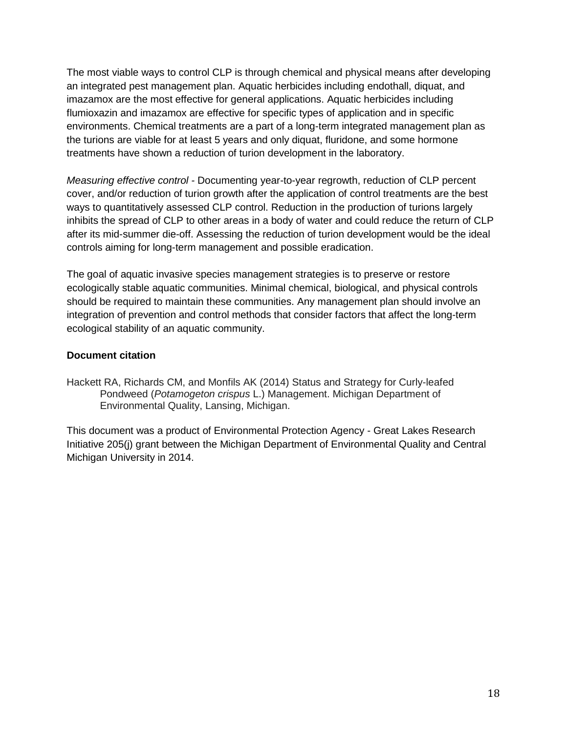The most viable ways to control CLP is through chemical and physical means after developing an integrated pest management plan. Aquatic herbicides including endothall, diquat, and imazamox are the most effective for general applications. Aquatic herbicides including flumioxazin and imazamox are effective for specific types of application and in specific environments. Chemical treatments are a part of a long-term integrated management plan as the turions are viable for at least 5 years and only diquat, fluridone, and some hormone treatments have shown a reduction of turion development in the laboratory.

*Measuring effective control* - Documenting year-to-year regrowth, reduction of CLP percent cover, and/or reduction of turion growth after the application of control treatments are the best ways to quantitatively assessed CLP control. Reduction in the production of turions largely inhibits the spread of CLP to other areas in a body of water and could reduce the return of CLP after its mid-summer die-off. Assessing the reduction of turion development would be the ideal controls aiming for long-term management and possible eradication.

The goal of aquatic invasive species management strategies is to preserve or restore ecologically stable aquatic communities. Minimal chemical, biological, and physical controls should be required to maintain these communities. Any management plan should involve an integration of prevention and control methods that consider factors that affect the long-term ecological stability of an aquatic community.

**Document citation**

Hackett RA, Richards CM, and Monfils AK (2014) Status and Strategy for Curly-leafed Pondweed (*Potamogeton crispus* L.) Management. Michigan Department of Environmental Quality, Lansing, Michigan.

This document was a product of Environmental Protection Agency - Great Lakes Research Initiative 205(j) grant between the Michigan Department of Environmental Quality and Central Michigan University in 2014.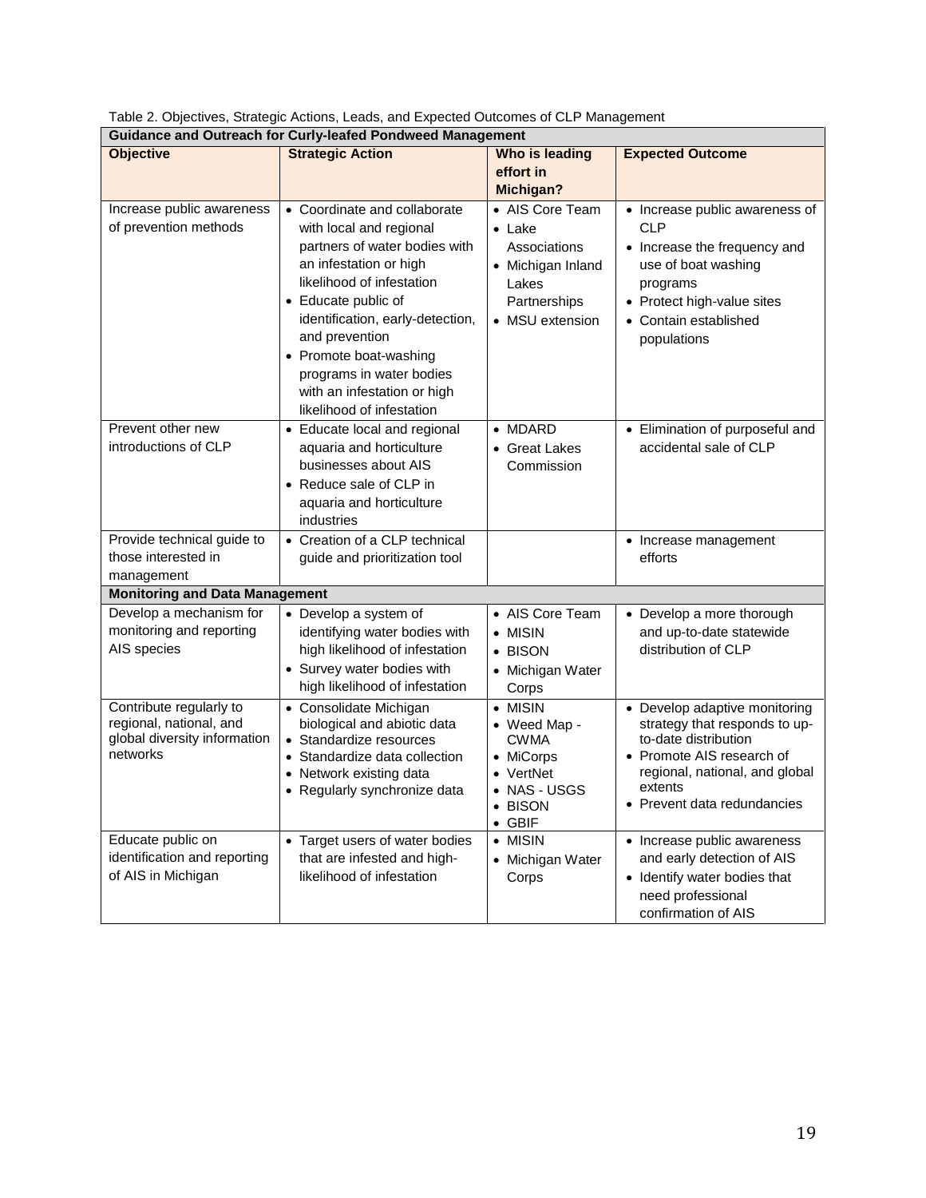Table 2. Objectives, Strategic Actions, Leads, and Expected Outcomes of CLP Management

| Objective | Strategic Action | Who is leading effort in Michigan? | Expected Outcome |
|---|---|---|---|
| **Guidance and Outreach for Curly-leafed Pondweed Management** | | | |
| Increase public awareness of prevention methods | • Coordinate and collaborate with local and regional partners of water bodies with an infestation or high likelihood of infestation<br>• Educate public of identification, early-detection, and prevention<br>• Promote boat-washing programs in water bodies with an infestation or high likelihood of infestation | • AIS Core Team<br>• Lake Associations<br>• Michigan Inland Lakes Partnerships<br>• MSU extension | • Increase public awareness of CLP<br>• Increase the frequency and use of boat washing programs<br>• Protect high-value sites<br>• Contain established populations |
| Prevent other new introductions of CLP | • Educate local and regional aquaria and horticulture businesses about AIS<br>• Reduce sale of CLP in aquaria and horticulture industries | • MDARD<br>• Great Lakes Commission | • Elimination of purposeful and accidental sale of CLP |
| Provide technical guide to those interested in management | • Creation of a CLP technical guide and prioritization tool | | • Increase management efforts |
| **Monitoring and Data Management** | | | |
| Develop a mechanism for monitoring and reporting AIS species | • Develop a system of identifying water bodies with high likelihood of infestation<br>• Survey water bodies with high likelihood of infestation | • AIS Core Team<br>• MISIN<br>• BISON<br>• Michigan Water Corps | • Develop a more thorough and up-to-date statewide distribution of CLP |
| Contribute regularly to regional, national, and global diversity information networks | • Consolidate Michigan biological and abiotic data<br>• Standardize resources<br>• Standardize data collection<br>• Network existing data<br>• Regularly synchronize data | • MISIN<br>• Weed Map - CWMA<br>• MiCorps<br>• VertNet<br>• NAS - USGS<br>• BISON<br>• GBIF | • Develop adaptive monitoring strategy that responds to up-to-date distribution<br>• Promote AIS research of regional, national, and global extents<br>• Prevent data redundancies |
| Educate public on identification and reporting of AIS in Michigan | • Target users of water bodies that are infested and high-likelihood of infestation | • MISIN<br>• Michigan Water Corps | • Increase public awareness and early detection of AIS<br>• Identify water bodies that need professional confirmation of AIS |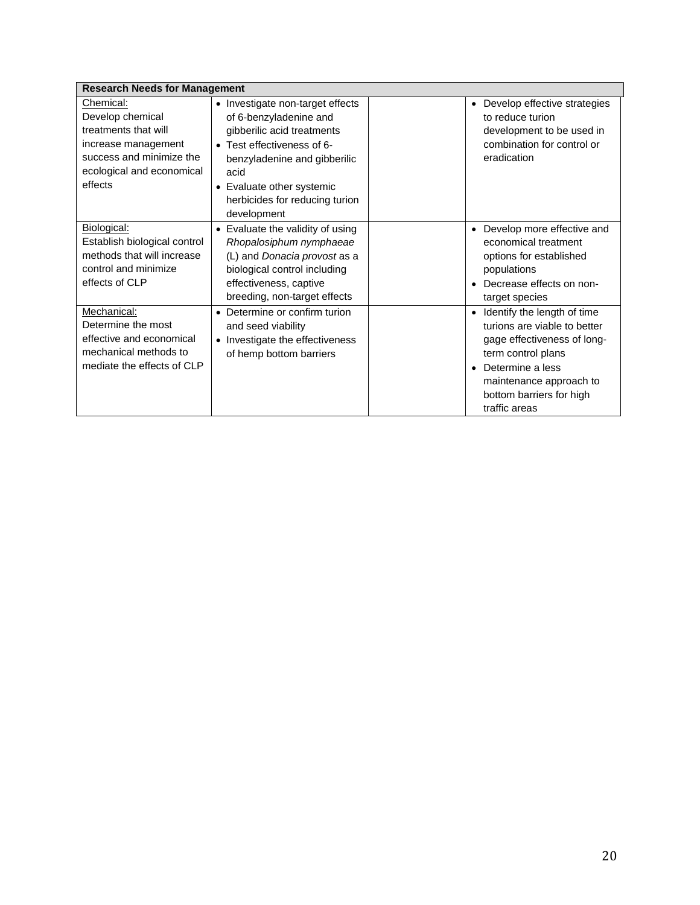| **Research Needs for Management** | | | |
|---|---|---|---|
| Chemical:<br>Develop chemical treatments that will increase management success and minimize the ecological and economical effects | • Investigate non-target effects of 6-benzyladenine and gibberilic acid treatments<br>• Test effectiveness of 6-benzyladenine and gibberilic acid<br>• Evaluate other systemic herbicides for reducing turion development | | • Develop effective strategies to reduce turion development to be used in combination for control or eradication |
| Biological:<br>Establish biological control methods that will increase control and minimize effects of CLP | • Evaluate the validity of using *Rhopalosiphum nymphaeae* (L) and *Donacia provost* as a biological control including effectiveness, captive breeding, non-target effects | | • Develop more effective and economical treatment options for established populations<br>• Decrease effects on non-target species |
| Mechanical:<br>Determine the most effective and economical mechanical methods to mediate the effects of CLP | • Determine or confirm turion and seed viability<br>• Investigate the effectiveness of hemp bottom barriers | | • Identify the length of time turions are viable to better gage effectiveness of long-term control plans<br>• Determine a less maintenance approach to bottom barriers for high traffic areas |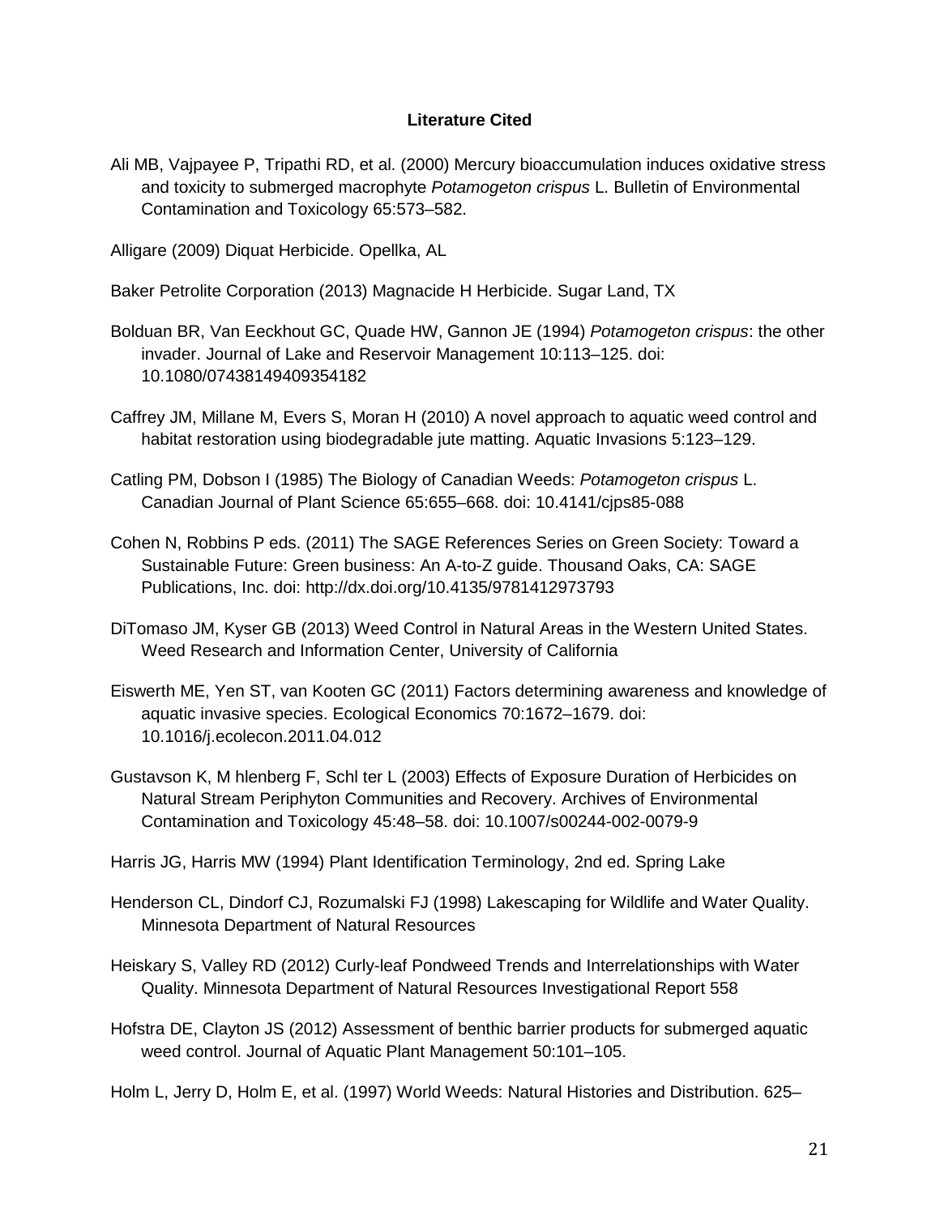## Literature Cited

Ali MB, Vajpayee P, Tripathi RD, et al. (2000) Mercury bioaccumulation induces oxidative stress and toxicity to submerged macrophyte *Potamogeton crispus* L. Bulletin of Environmental Contamination and Toxicology 65:573–582.

Alligare (2009) Diquat Herbicide. Opellka, AL

Baker Petrolite Corporation (2013) Magnacide H Herbicide. Sugar Land, TX

Bolduan BR, Van Eeckhout GC, Quade HW, Gannon JE (1994) *Potamogeton crispus*: the other invader. Journal of Lake and Reservoir Management 10:113–125. doi: 10.1080/07438149409354182

Caffrey JM, Millane M, Evers S, Moran H (2010) A novel approach to aquatic weed control and habitat restoration using biodegradable jute matting. Aquatic Invasions 5:123–129.

Catling PM, Dobson I (1985) The Biology of Canadian Weeds: *Potamogeton crispus* L. Canadian Journal of Plant Science 65:655–668. doi: 10.4141/cjps85-088

Cohen N, Robbins P eds. (2011) The SAGE References Series on Green Society: Toward a Sustainable Future: Green business: An A-to-Z guide. Thousand Oaks, CA: SAGE Publications, Inc. doi: http://dx.doi.org/10.4135/9781412973793

DiTomaso JM, Kyser GB (2013) Weed Control in Natural Areas in the Western United States. Weed Research and Information Center, University of California

Eiswerth ME, Yen ST, van Kooten GC (2011) Factors determining awareness and knowledge of aquatic invasive species. Ecological Economics 70:1672–1679. doi: 10.1016/j.ecolecon.2011.04.012

Gustavson K, M hlenberg F, Schl ter L (2003) Effects of Exposure Duration of Herbicides on Natural Stream Periphyton Communities and Recovery. Archives of Environmental Contamination and Toxicology 45:48–58. doi: 10.1007/s00244-002-0079-9

Harris JG, Harris MW (1994) Plant Identification Terminology, 2nd ed. Spring Lake

Henderson CL, Dindorf CJ, Rozumalski FJ (1998) Lakescaping for Wildlife and Water Quality. Minnesota Department of Natural Resources

Heiskary S, Valley RD (2012) Curly-leaf Pondweed Trends and Interrelationships with Water Quality. Minnesota Department of Natural Resources Investigational Report 558

Hofstra DE, Clayton JS (2012) Assessment of benthic barrier products for submerged aquatic weed control. Journal of Aquatic Plant Management 50:101–105.

Holm L, Jerry D, Holm E, et al. (1997) World Weeds: Natural Histories and Distribution. 625–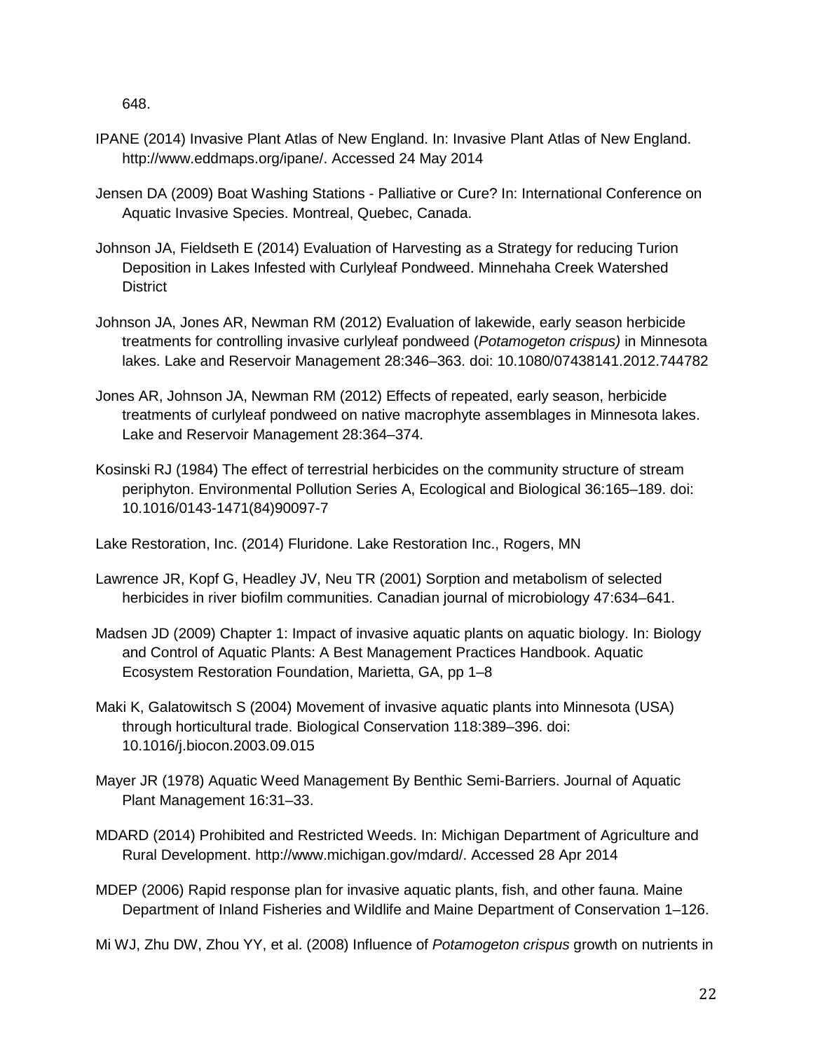648.

IPANE (2014) Invasive Plant Atlas of New England. In: Invasive Plant Atlas of New England. http://www.eddmaps.org/ipane/. Accessed 24 May 2014

Jensen DA (2009) Boat Washing Stations - Palliative or Cure? In: International Conference on Aquatic Invasive Species. Montreal, Quebec, Canada.

Johnson JA, Fieldseth E (2014) Evaluation of Harvesting as a Strategy for reducing Turion Deposition in Lakes Infested with Curlyleaf Pondweed. Minnehaha Creek Watershed District

Johnson JA, Jones AR, Newman RM (2012) Evaluation of lakewide, early season herbicide treatments for controlling invasive curlyleaf pondweed (*Potamogeton crispus)* in Minnesota lakes. Lake and Reservoir Management 28:346–363. doi: 10.1080/07438141.2012.744782

Jones AR, Johnson JA, Newman RM (2012) Effects of repeated, early season, herbicide treatments of curlyleaf pondweed on native macrophyte assemblages in Minnesota lakes. Lake and Reservoir Management 28:364–374.

Kosinski RJ (1984) The effect of terrestrial herbicides on the community structure of stream periphyton. Environmental Pollution Series A, Ecological and Biological 36:165–189. doi: 10.1016/0143-1471(84)90097-7

Lake Restoration, Inc. (2014) Fluridone. Lake Restoration Inc., Rogers, MN

Lawrence JR, Kopf G, Headley JV, Neu TR (2001) Sorption and metabolism of selected herbicides in river biofilm communities. Canadian journal of microbiology 47:634–641.

Madsen JD (2009) Chapter 1: Impact of invasive aquatic plants on aquatic biology. In: Biology and Control of Aquatic Plants: A Best Management Practices Handbook. Aquatic Ecosystem Restoration Foundation, Marietta, GA, pp 1–8

Maki K, Galatowitsch S (2004) Movement of invasive aquatic plants into Minnesota (USA) through horticultural trade. Biological Conservation 118:389–396. doi: 10.1016/j.biocon.2003.09.015

Mayer JR (1978) Aquatic Weed Management By Benthic Semi-Barriers. Journal of Aquatic Plant Management 16:31–33.

MDARD (2014) Prohibited and Restricted Weeds. In: Michigan Department of Agriculture and Rural Development. http://www.michigan.gov/mdard/. Accessed 28 Apr 2014

MDEP (2006) Rapid response plan for invasive aquatic plants, fish, and other fauna. Maine Department of Inland Fisheries and Wildlife and Maine Department of Conservation 1–126.

Mi WJ, Zhu DW, Zhou YY, et al. (2008) Influence of *Potamogeton crispus* growth on nutrients in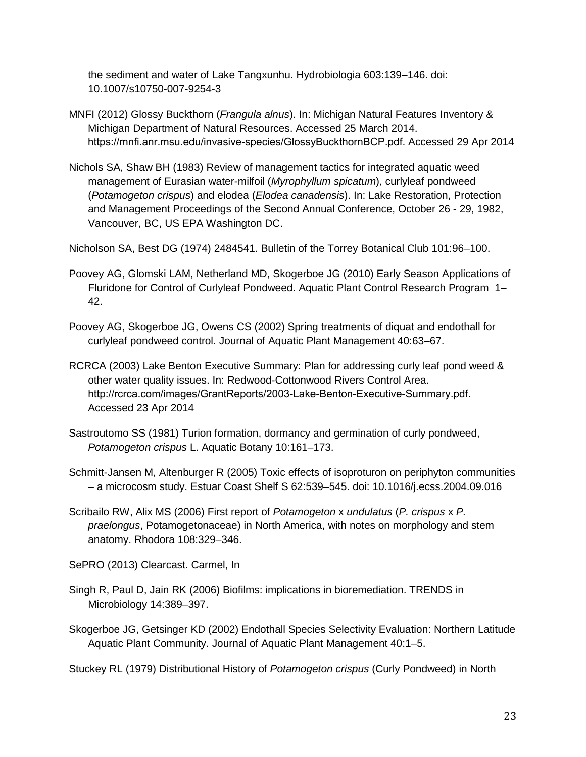the sediment and water of Lake Tangxunhu. Hydrobiologia 603:139–146. doi: 10.1007/s10750-007-9254-3

MNFI (2012) Glossy Buckthorn (*Frangula alnus*). In: Michigan Natural Features Inventory & Michigan Department of Natural Resources. Accessed 25 March 2014. https://mnfi.anr.msu.edu/invasive-species/GlossyBuckthornBCP.pdf. Accessed 29 Apr 2014

Nichols SA, Shaw BH (1983) Review of management tactics for integrated aquatic weed management of Eurasian water-milfoil (*Myrophyllum spicatum*), curlyleaf pondweed (*Potamogeton crispus*) and elodea (*Elodea canadensis*). In: Lake Restoration, Protection and Management Proceedings of the Second Annual Conference, October 26 - 29, 1982, Vancouver, BC, US EPA Washington DC.

Nicholson SA, Best DG (1974) 2484541. Bulletin of the Torrey Botanical Club 101:96–100.

Poovey AG, Glomski LAM, Netherland MD, Skogerboe JG (2010) Early Season Applications of Fluridone for Control of Curlyleaf Pondweed. Aquatic Plant Control Research Program 1–42.

Poovey AG, Skogerboe JG, Owens CS (2002) Spring treatments of diquat and endothall for curlyleaf pondweed control. Journal of Aquatic Plant Management 40:63–67.

RCRCA (2003) Lake Benton Executive Summary: Plan for addressing curly leaf pond weed & other water quality issues. In: Redwood-Cottonwood Rivers Control Area. http://rcrca.com/images/GrantReports/2003-Lake-Benton-Executive-Summary.pdf. Accessed 23 Apr 2014

Sastroutomo SS (1981) Turion formation, dormancy and germination of curly pondweed, *Potamogeton crispus* L. Aquatic Botany 10:161–173.

Schmitt-Jansen M, Altenburger R (2005) Toxic effects of isoproturon on periphyton communities – a microcosm study. Estuar Coast Shelf S 62:539–545. doi: 10.1016/j.ecss.2004.09.016

Scribailo RW, Alix MS (2006) First report of *Potamogeton* x *undulatus* (*P. crispus* x *P. praelongus*, Potamogetonaceae) in North America, with notes on morphology and stem anatomy. Rhodora 108:329–346.

SePRO (2013) Clearcast. Carmel, In

Singh R, Paul D, Jain RK (2006) Biofilms: implications in bioremediation. TRENDS in Microbiology 14:389–397.

Skogerboe JG, Getsinger KD (2002) Endothall Species Selectivity Evaluation: Northern Latitude Aquatic Plant Community. Journal of Aquatic Plant Management 40:1–5.

Stuckey RL (1979) Distributional History of *Potamogeton crispus* (Curly Pondweed) in North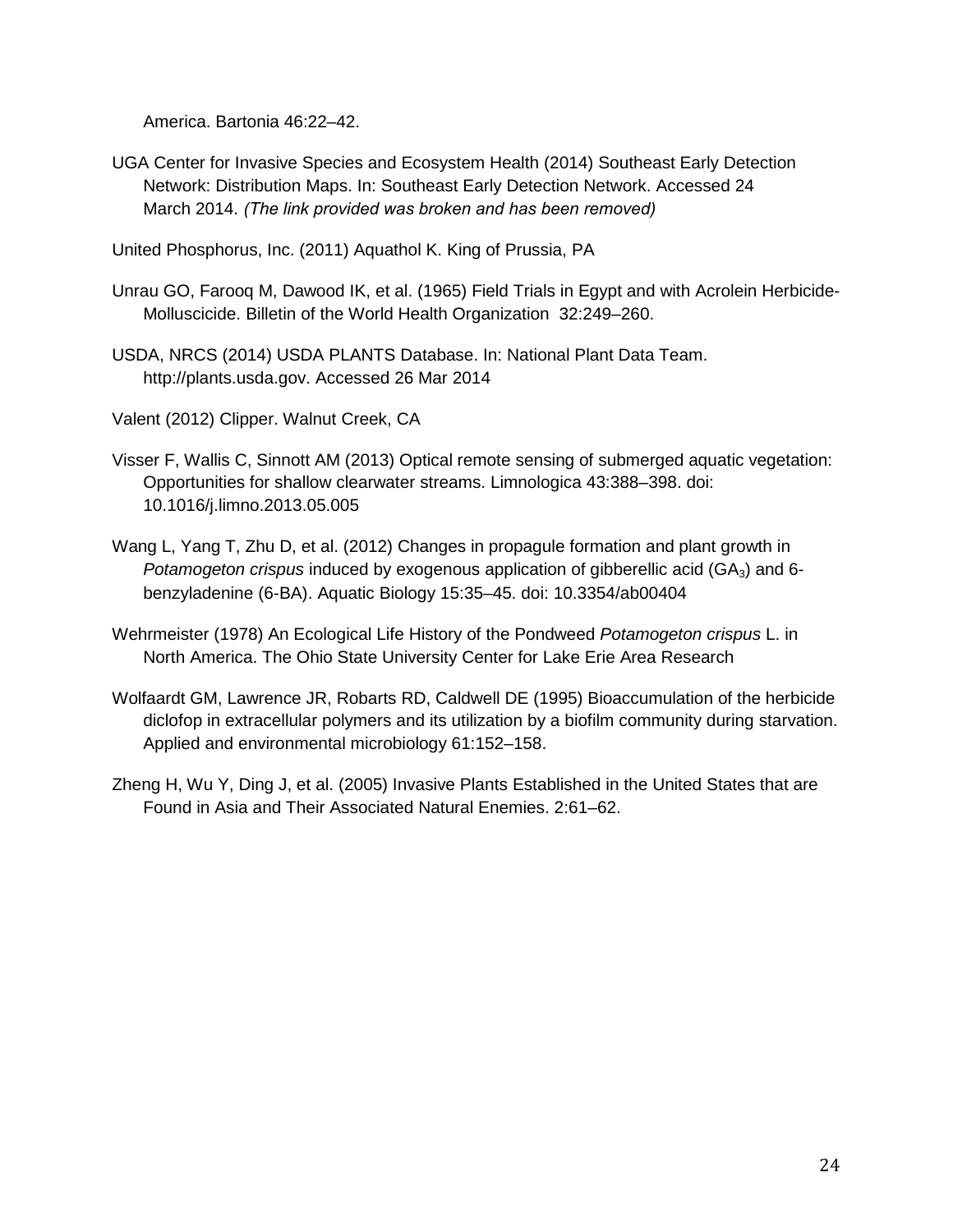America. Bartonia 46:22–42.

UGA Center for Invasive Species and Ecosystem Health (2014) Southeast Early Detection Network: Distribution Maps. In: Southeast Early Detection Network. Accessed 24 March 2014. *(The link provided was broken and has been removed)*

United Phosphorus, Inc. (2011) Aquathol K. King of Prussia, PA

Unrau GO, Farooq M, Dawood IK, et al. (1965) Field Trials in Egypt and with Acrolein Herbicide-Molluscicide. Billetin of the World Health Organization 32:249–260.

USDA, NRCS (2014) USDA PLANTS Database. In: National Plant Data Team. http://plants.usda.gov. Accessed 26 Mar 2014

Valent (2012) Clipper. Walnut Creek, CA

Visser F, Wallis C, Sinnott AM (2013) Optical remote sensing of submerged aquatic vegetation: Opportunities for shallow clearwater streams. Limnologica 43:388–398. doi: 10.1016/j.limno.2013.05.005

Wang L, Yang T, Zhu D, et al. (2012) Changes in propagule formation and plant growth in *Potamogeton crispus* induced by exogenous application of gibberellic acid ($GA_3$) and 6-benzyladenine (6-BA). Aquatic Biology 15:35–45. doi: 10.3354/ab00404

Wehrmeister (1978) An Ecological Life History of the Pondweed *Potamogeton crispus* L. in North America. The Ohio State University Center for Lake Erie Area Research

Wolfaardt GM, Lawrence JR, Robarts RD, Caldwell DE (1995) Bioaccumulation of the herbicide diclofop in extracellular polymers and its utilization by a biofilm community during starvation. Applied and environmental microbiology 61:152–158.

Zheng H, Wu Y, Ding J, et al. (2005) Invasive Plants Established in the United States that are Found in Asia and Their Associated Natural Enemies. 2:61–62.